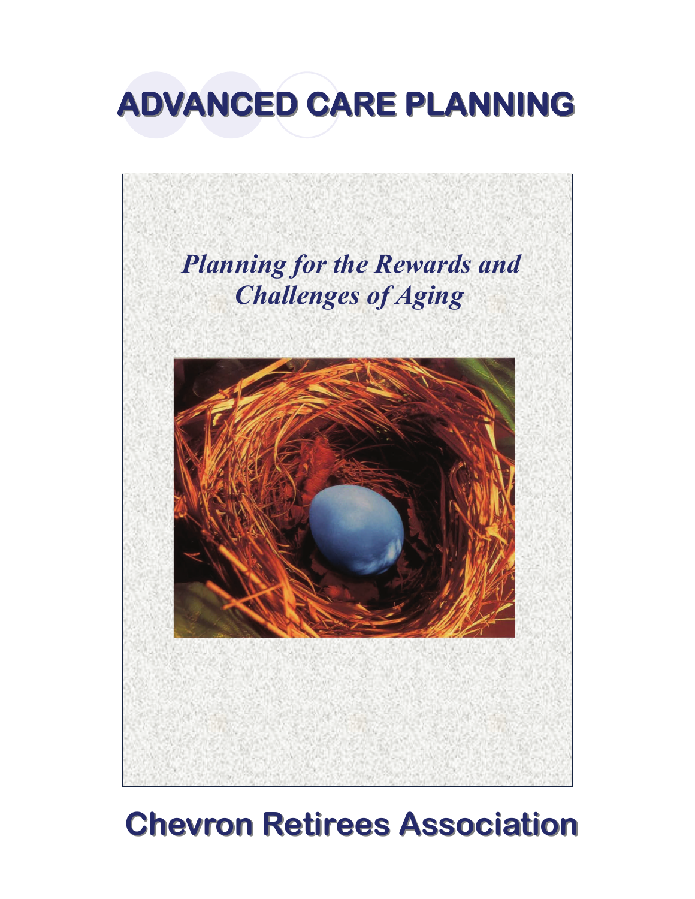# ADVANCED CARE PLANNING

*Planning for the Rewards and Challenges of Aging*

## Chevron Retirees Association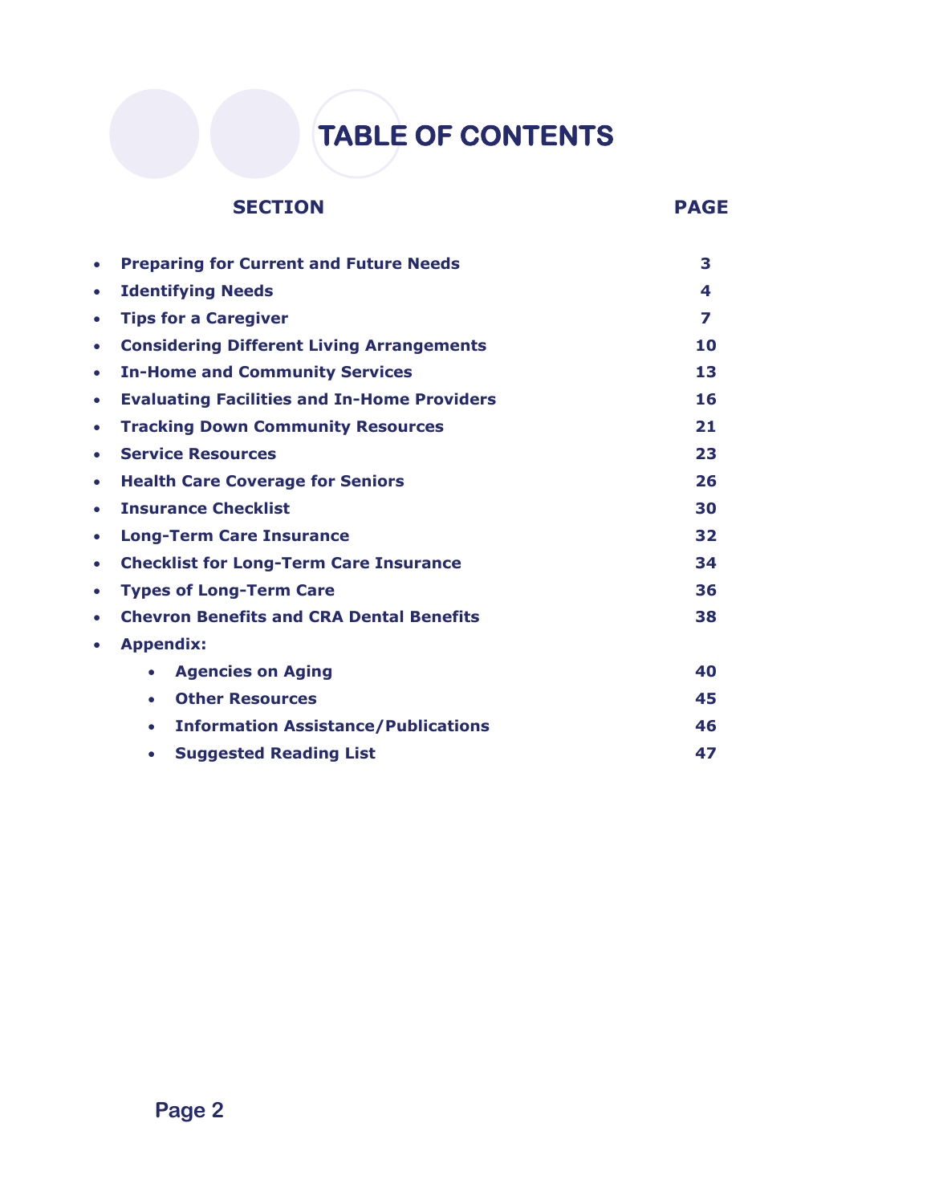# TABLE OF CONTENTS

| SECTION | PAGE |
|---|---|
| • **Preparing for Current and Future Needs** | **3** |
| • **Identifying Needs** | **4** |
| • **Tips for a Caregiver** | **7** |
| • **Considering Different Living Arrangements** | **10** |
| • **In-Home and Community Services** | **13** |
| • **Evaluating Facilities and In-Home Providers** | **16** |
| • **Tracking Down Community Resources** | **21** |
| • **Service Resources** | **23** |
| • **Health Care Coverage for Seniors** | **26** |
| • **Insurance Checklist** | **30** |
| • **Long-Term Care Insurance** | **32** |
| • **Checklist for Long-Term Care Insurance** | **34** |
| • **Types of Long-Term Care** | **36** |
| • **Chevron Benefits and CRA Dental Benefits** | **38** |
| • **Appendix:** | |
| &nbsp;&nbsp;&nbsp;&nbsp;• **Agencies on Aging** | **40** |
| &nbsp;&nbsp;&nbsp;&nbsp;• **Other Resources** | **45** |
| &nbsp;&nbsp;&nbsp;&nbsp;• **Information Assistance/Publications** | **46** |
| &nbsp;&nbsp;&nbsp;&nbsp;• **Suggested Reading List** | **47** |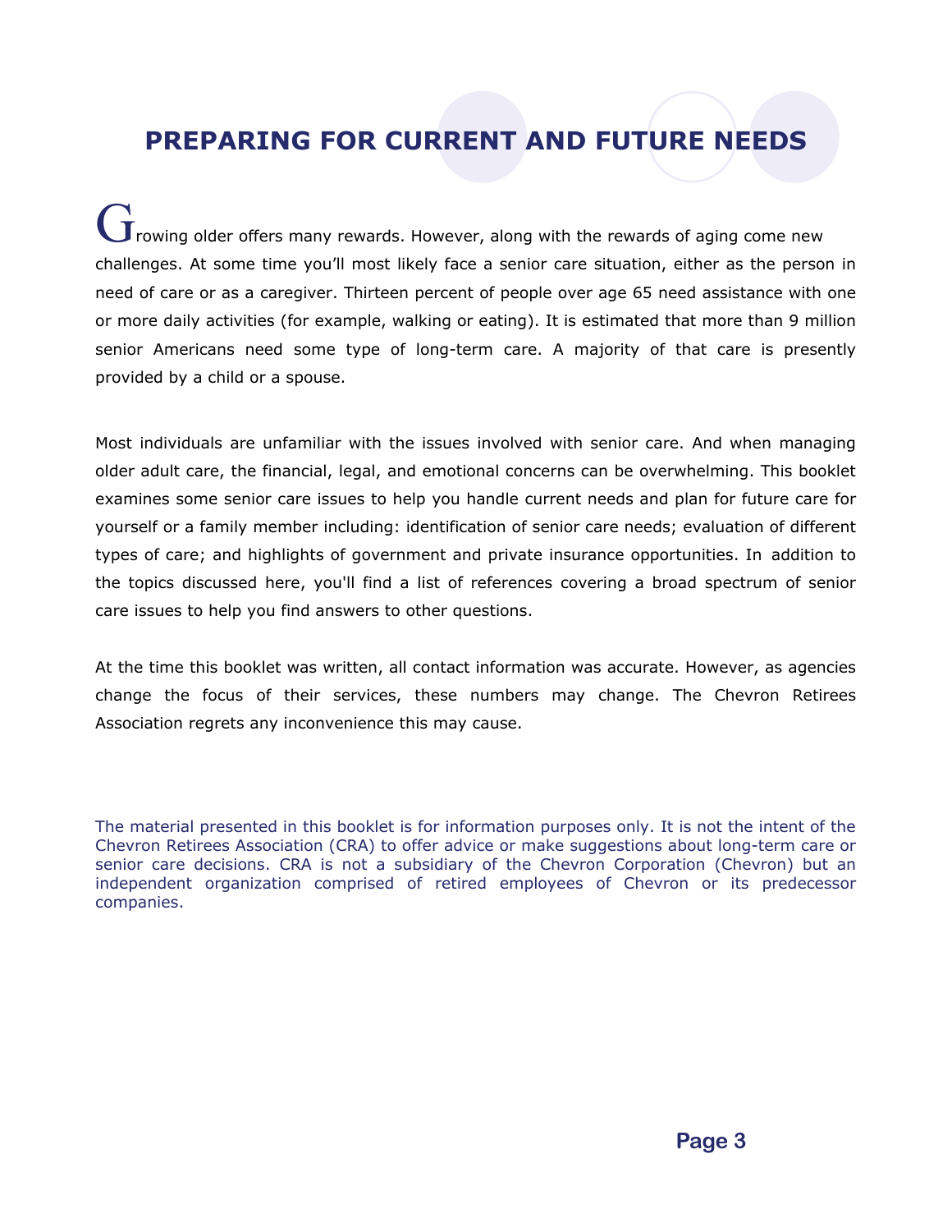# PREPARING FOR CURRENT AND FUTURE NEEDS

Growing older offers many rewards. However, along with the rewards of aging come new challenges. At some time you'll most likely face a senior care situation, either as the person in need of care or as a caregiver. Thirteen percent of people over age 65 need assistance with one or more daily activities (for example, walking or eating). It is estimated that more than 9 million senior Americans need some type of long-term care. A majority of that care is presently provided by a child or a spouse.

Most individuals are unfamiliar with the issues involved with senior care. And when managing older adult care, the financial, legal, and emotional concerns can be overwhelming. This booklet examines some senior care issues to help you handle current needs and plan for future care for yourself or a family member including: identification of senior care needs; evaluation of different types of care; and highlights of government and private insurance opportunities. In addition to the topics discussed here, you'll find a list of references covering a broad spectrum of senior care issues to help you find answers to other questions.

At the time this booklet was written, all contact information was accurate. However, as agencies change the focus of their services, these numbers may change. The Chevron Retirees Association regrets any inconvenience this may cause.

The material presented in this booklet is for information purposes only. It is not the intent of the Chevron Retirees Association (CRA) to offer advice or make suggestions about long-term care or senior care decisions. CRA is not a subsidiary of the Chevron Corporation (Chevron) but an independent organization comprised of retired employees of Chevron or its predecessor companies.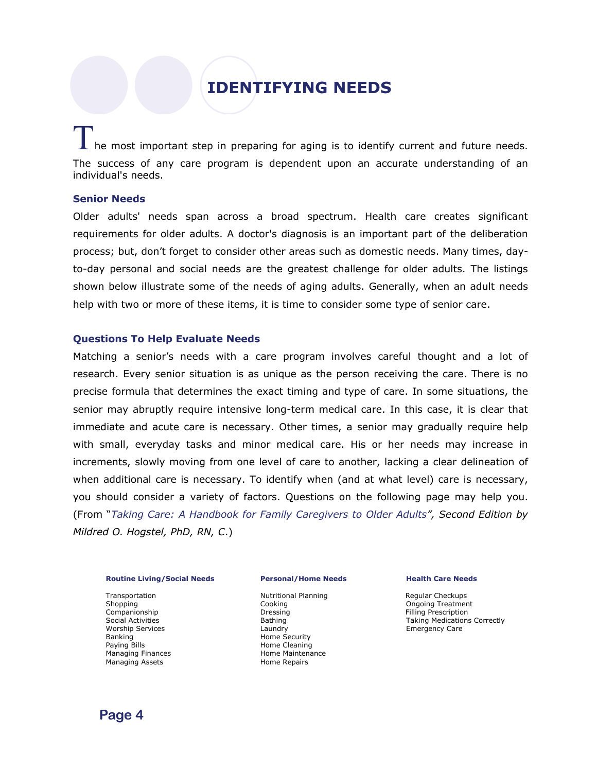# IDENTIFYING NEEDS

The most important step in preparing for aging is to identify current and future needs. The success of any care program is dependent upon an accurate understanding of an individual's needs.

### Senior Needs

Older adults' needs span across a broad spectrum. Health care creates significant requirements for older adults. A doctor's diagnosis is an important part of the deliberation process; but, don't forget to consider other areas such as domestic needs. Many times, day-to-day personal and social needs are the greatest challenge for older adults. The listings shown below illustrate some of the needs of aging adults. Generally, when an adult needs help with two or more of these items, it is time to consider some type of senior care.

### Questions To Help Evaluate Needs

Matching a senior's needs with a care program involves careful thought and a lot of research. Every senior situation is as unique as the person receiving the care. There is no precise formula that determines the exact timing and type of care. In some situations, the senior may abruptly require intensive long-term medical care. In this case, it is clear that immediate and acute care is necessary. Other times, a senior may gradually require help with small, everyday tasks and minor medical care. His or her needs may increase in increments, slowly moving from one level of care to another, lacking a clear delineation of when additional care is necessary. To identify when (and at what level) care is necessary, you should consider a variety of factors. Questions on the following page may help you. (From "*Taking Care: A Handbook for Family Caregivers to Older Adults*", *Second Edition by Mildred O. Hogstel, PhD, RN, C.*)

| Routine Living/Social Needs | Personal/Home Needs | Health Care Needs |
| --- | --- | --- |
| Transportation | Nutritional Planning | Regular Checkups |
| Shopping | Cooking | Ongoing Treatment |
| Companionship | Dressing | Filling Prescription |
| Social Activities | Bathing | Taking Medications Correctly |
| Worship Services | Laundry | Emergency Care |
| Banking | Home Security | |
| Paying Bills | Home Cleaning | |
| Managing Finances | Home Maintenance | |
| Managing Assets | Home Repairs | |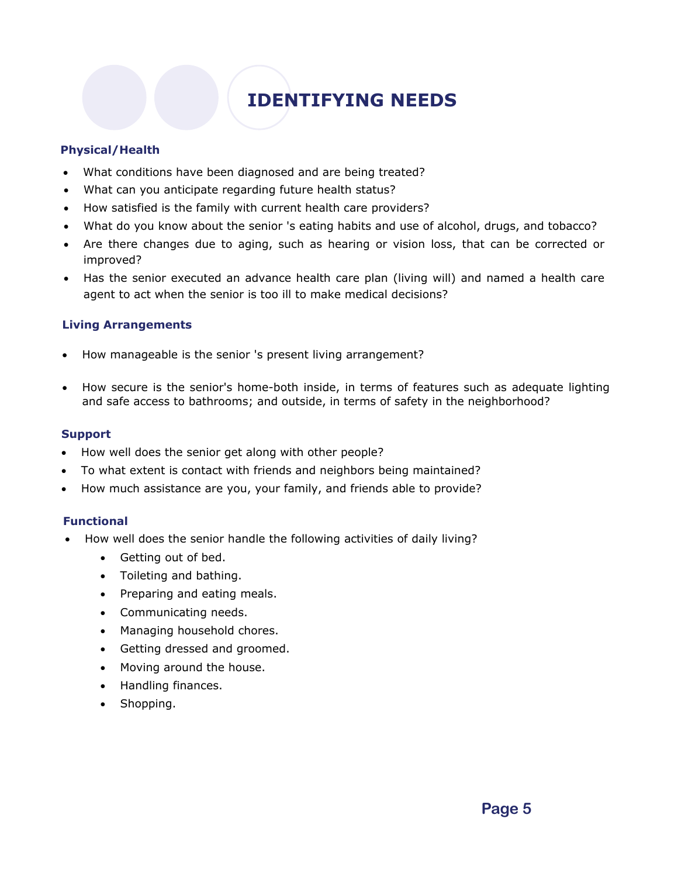# IDENTIFYING NEEDS

### Physical/Health

- What conditions have been diagnosed and are being treated?
- What can you anticipate regarding future health status?
- How satisfied is the family with current health care providers?
- What do you know about the senior 's eating habits and use of alcohol, drugs, and tobacco?
- Are there changes due to aging, such as hearing or vision loss, that can be corrected or improved?
- Has the senior executed an advance health care plan (living will) and named a health care agent to act when the senior is too ill to make medical decisions?

### Living Arrangements

- How manageable is the senior 's present living arrangement?
- How secure is the senior's home-both inside, in terms of features such as adequate lighting and safe access to bathrooms; and outside, in terms of safety in the neighborhood?

### Support

- How well does the senior get along with other people?
- To what extent is contact with friends and neighbors being maintained?
- How much assistance are you, your family, and friends able to provide?

### Functional

- How well does the senior handle the following activities of daily living?
  - Getting out of bed.
  - Toileting and bathing.
  - Preparing and eating meals.
  - Communicating needs.
  - Managing household chores.
  - Getting dressed and groomed.
  - Moving around the house.
  - Handling finances.
  - Shopping.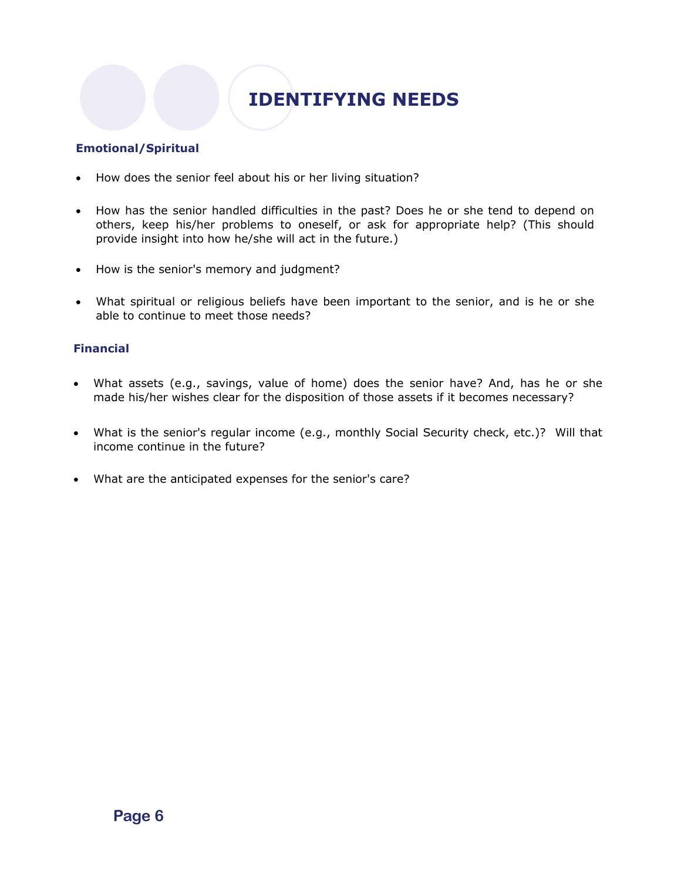# IDENTIFYING NEEDS

### Emotional/Spiritual

- How does the senior feel about his or her living situation?
- How has the senior handled difficulties in the past? Does he or she tend to depend on others, keep his/her problems to oneself, or ask for appropriate help? (This should provide insight into how he/she will act in the future.)
- How is the senior's memory and judgment?
- What spiritual or religious beliefs have been important to the senior, and is he or she able to continue to meet those needs?

### Financial

- What assets (e.g., savings, value of home) does the senior have? And, has he or she made his/her wishes clear for the disposition of those assets if it becomes necessary?
- What is the senior's regular income (e.g., monthly Social Security check, etc.)? Will that income continue in the future?
- What are the anticipated expenses for the senior's care?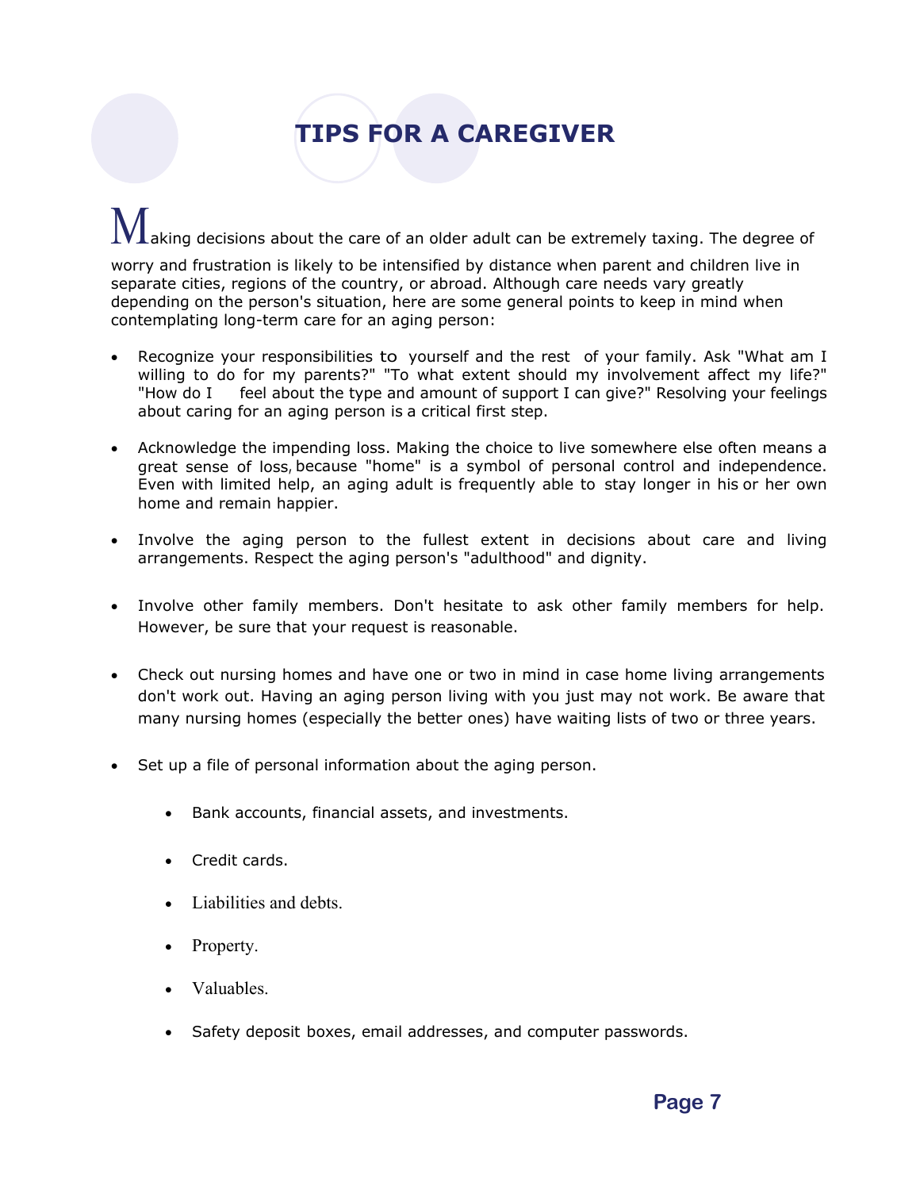# TIPS FOR A CAREGIVER

Making decisions about the care of an older adult can be extremely taxing. The degree of worry and frustration is likely to be intensified by distance when parent and children live in separate cities, regions of the country, or abroad. Although care needs vary greatly depending on the person's situation, here are some general points to keep in mind when contemplating long-term care for an aging person:

- Recognize your responsibilities to yourself and the rest of your family. Ask "What am I willing to do for my parents?" "To what extent should my involvement affect my life?" "How do I feel about the type and amount of support I can give?" Resolving your feelings about caring for an aging person is a critical first step.

- Acknowledge the impending loss. Making the choice to live somewhere else often means a great sense of loss, because "home" is a symbol of personal control and independence. Even with limited help, an aging adult is frequently able to stay longer in his or her own home and remain happier.

- Involve the aging person to the fullest extent in decisions about care and living arrangements. Respect the aging person's "adulthood" and dignity.

- Involve other family members. Don't hesitate to ask other family members for help. However, be sure that your request is reasonable.

- Check out nursing homes and have one or two in mind in case home living arrangements don't work out. Having an aging person living with you just may not work. Be aware that many nursing homes (especially the better ones) have waiting lists of two or three years.

- Set up a file of personal information about the aging person.

    - Bank accounts, financial assets, and investments.

    - Credit cards.

    - Liabilities and debts.

    - Property.

    - Valuables.

    - Safety deposit boxes, email addresses, and computer passwords.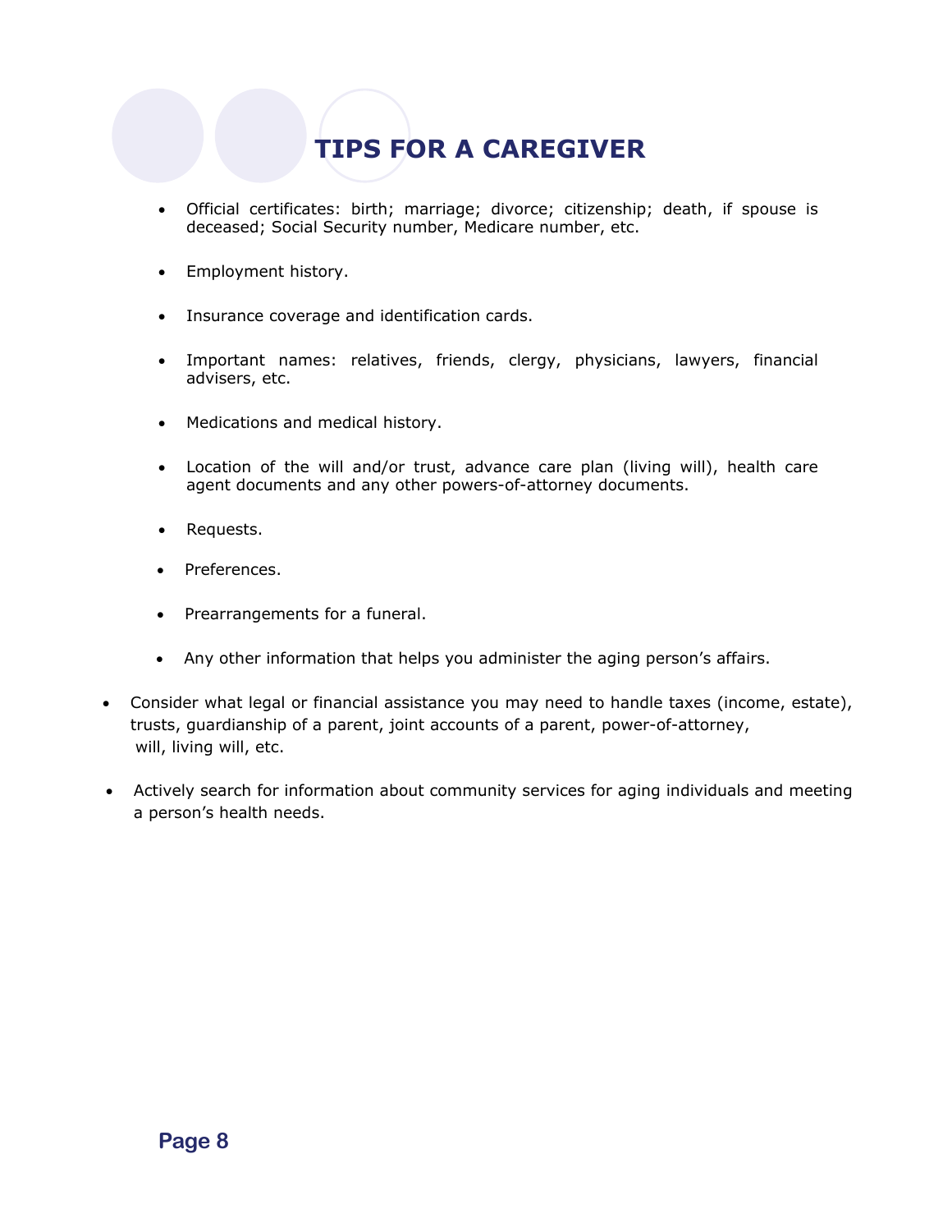# TIPS FOR A CAREGIVER

  - Official certificates: birth; marriage; divorce; citizenship; death, if spouse is deceased; Social Security number, Medicare number, etc.
  - Employment history.
  - Insurance coverage and identification cards.
  - Important names: relatives, friends, clergy, physicians, lawyers, financial advisers, etc.
  - Medications and medical history.
  - Location of the will and/or trust, advance care plan (living will), health care agent documents and any other powers-of-attorney documents.
  - Requests.
  - Preferences.
  - Prearrangements for a funeral.
  - Any other information that helps you administer the aging person's affairs.

- Consider what legal or financial assistance you may need to handle taxes (income, estate), trusts, guardianship of a parent, joint accounts of a parent, power-of-attorney, will, living will, etc.
- Actively search for information about community services for aging individuals and meeting a person's health needs.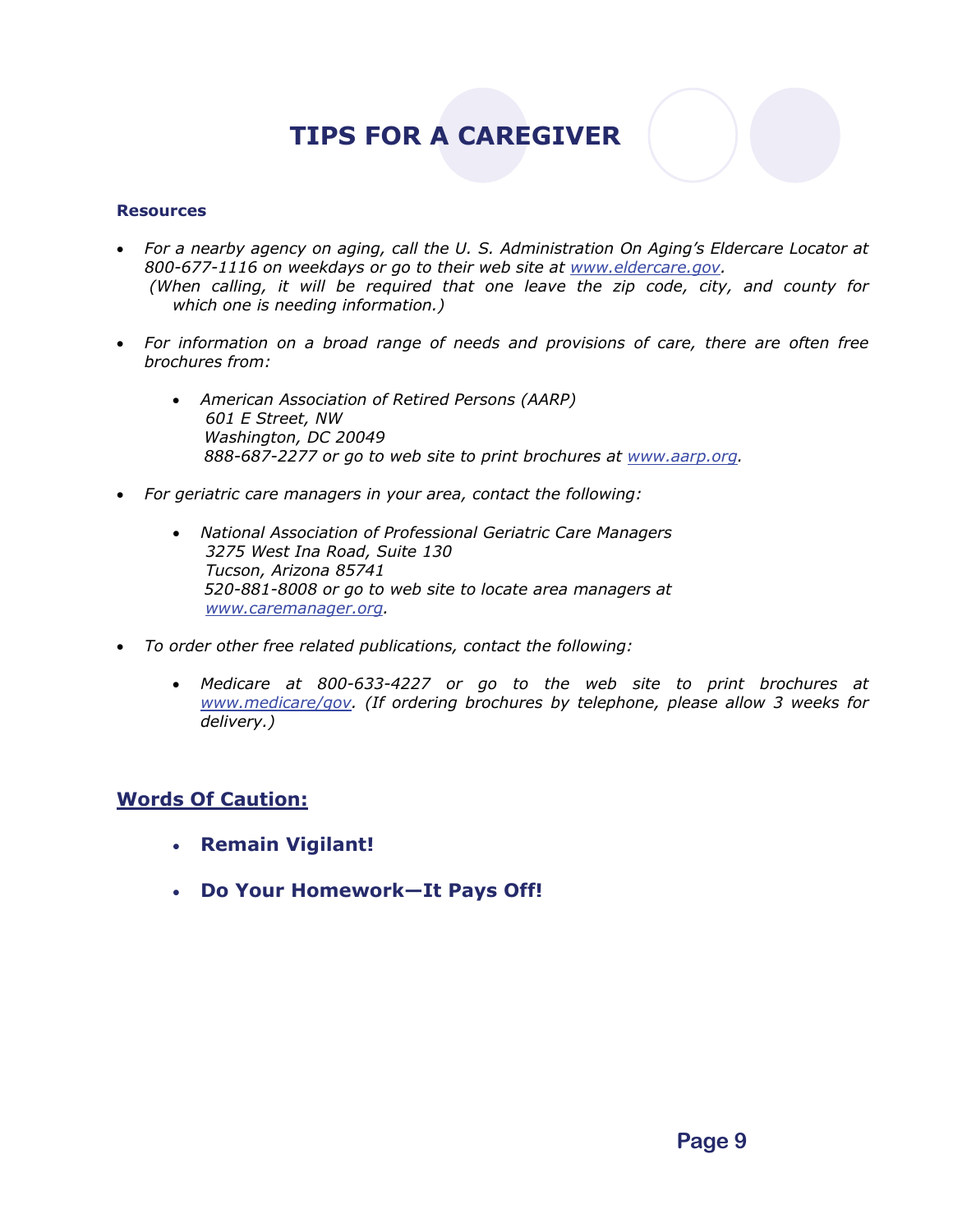# TIPS FOR A CAREGIVER

**Resources**

- *For a nearby agency on aging, call the U. S. Administration On Aging's Eldercare Locator at 800-677-1116 on weekdays or go to their web site at www.eldercare.gov.*
  *(When calling, it will be required that one leave the zip code, city, and county for which one is needing information.)*

- *For information on a broad range of needs and provisions of care, there are often free brochures from:*

  - *American Association of Retired Persons (AARP)*
    *601 E Street, NW*
    *Washington, DC 20049*
    *888-687-2277 or go to web site to print brochures at www.aarp.org.*

- *For geriatric care managers in your area, contact the following:*

  - *National Association of Professional Geriatric Care Managers*
    *3275 West Ina Road, Suite 130*
    *Tucson, Arizona 85741*
    *520-881-8008 or go to web site to locate area managers at www.caremanager.org.*

- *To order other free related publications, contact the following:*

  - *Medicare at 800-633-4227 or go to the web site to print brochures at www.medicare/gov. (If ordering brochures by telephone, please allow 3 weeks for delivery.)*

## Words Of Caution:

- **Remain Vigilant!**
- **Do Your Homework—It Pays Off!**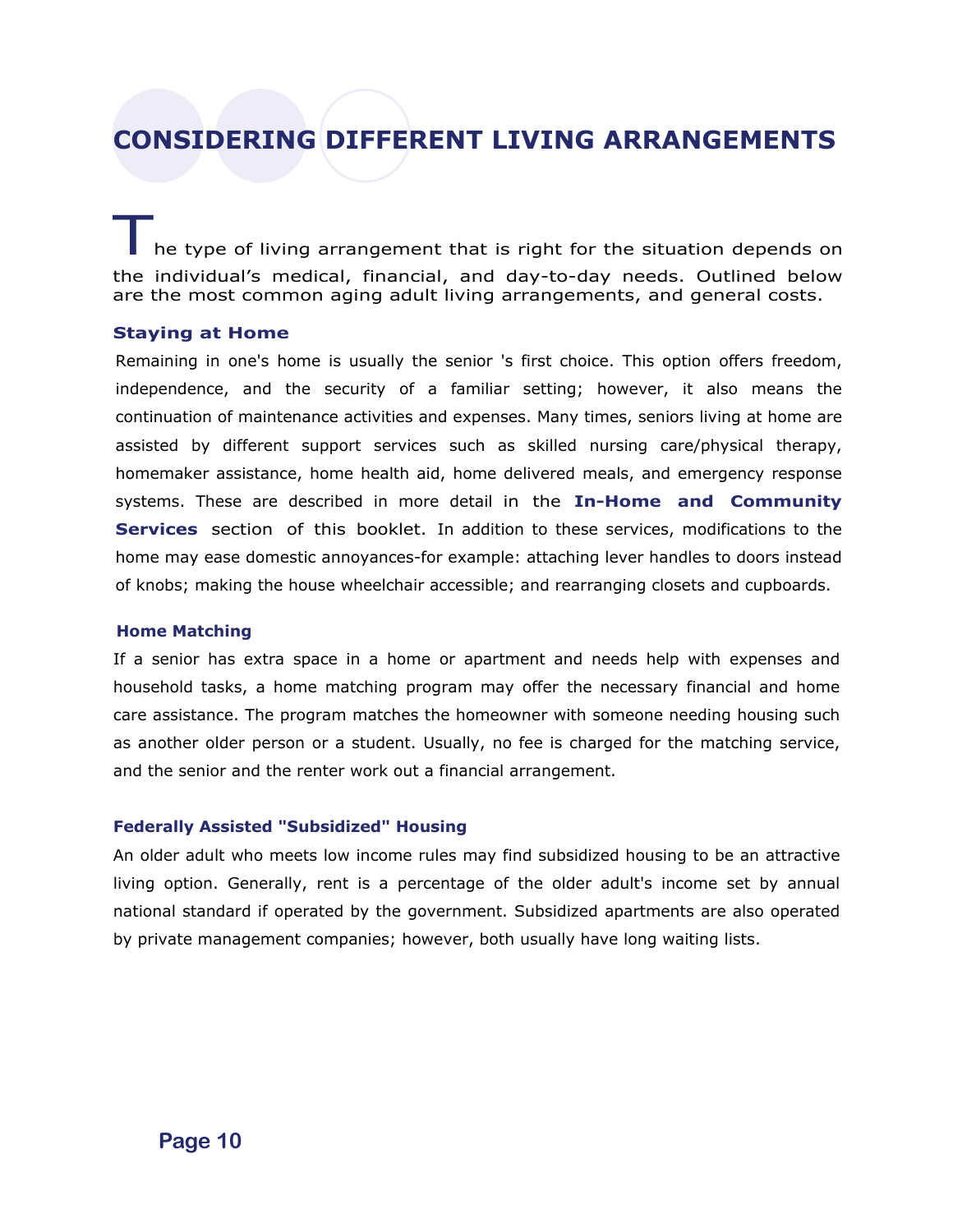# CONSIDERING DIFFERENT LIVING ARRANGEMENTS

The type of living arrangement that is right for the situation depends on the individual's medical, financial, and day-to-day needs. Outlined below are the most common aging adult living arrangements, and general costs.

### Staying at Home

Remaining in one's home is usually the senior 's first choice. This option offers freedom, independence, and the security of a familiar setting; however, it also means the continuation of maintenance activities and expenses. Many times, seniors living at home are assisted by different support services such as skilled nursing care/physical therapy, homemaker assistance, home health aid, home delivered meals, and emergency response systems. These are described in more detail in the **In-Home and Community Services** section of this booklet. In addition to these services, modifications to the home may ease domestic annoyances-for example: attaching lever handles to doors instead of knobs; making the house wheelchair accessible; and rearranging closets and cupboards.

### Home Matching

If a senior has extra space in a home or apartment and needs help with expenses and household tasks, a home matching program may offer the necessary financial and home care assistance. The program matches the homeowner with someone needing housing such as another older person or a student. Usually, no fee is charged for the matching service, and the senior and the renter work out a financial arrangement.

### Federally Assisted "Subsidized" Housing

An older adult who meets low income rules may find subsidized housing to be an attractive living option. Generally, rent is a percentage of the older adult's income set by annual national standard if operated by the government. Subsidized apartments are also operated by private management companies; however, both usually have long waiting lists.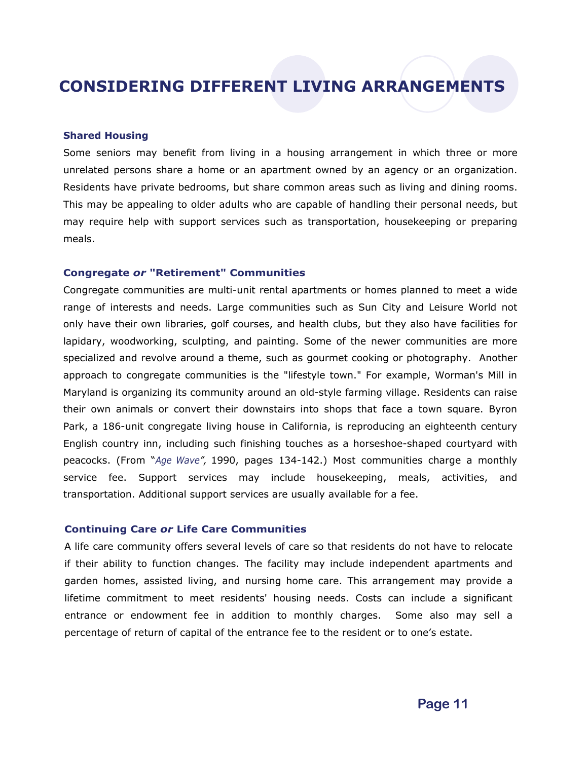# CONSIDERING DIFFERENT LIVING ARRANGEMENTS

### Shared Housing

Some seniors may benefit from living in a housing arrangement in which three or more unrelated persons share a home or an apartment owned by an agency or an organization. Residents have private bedrooms, but share common areas such as living and dining rooms. This may be appealing to older adults who are capable of handling their personal needs, but may require help with support services such as transportation, housekeeping or preparing meals.

### Congregate *or* "Retirement" Communities

Congregate communities are multi-unit rental apartments or homes planned to meet a wide range of interests and needs. Large communities such as Sun City and Leisure World not only have their own libraries, golf courses, and health clubs, but they also have facilities for lapidary, woodworking, sculpting, and painting. Some of the newer communities are more specialized and revolve around a theme, such as gourmet cooking or photography. Another approach to congregate communities is the "lifestyle town." For example, Worman's Mill in Maryland is organizing its community around an old-style farming village. Residents can raise their own animals or convert their downstairs into shops that face a town square. Byron Park, a 186-unit congregate living house in California, is reproducing an eighteenth century English country inn, including such finishing touches as a horseshoe-shaped courtyard with peacocks. (From "*Age Wave*", 1990, pages 134-142.) Most communities charge a monthly service fee. Support services may include housekeeping, meals, activities, and transportation. Additional support services are usually available for a fee.

### Continuing Care *or* Life Care Communities

A life care community offers several levels of care so that residents do not have to relocate if their ability to function changes. The facility may include independent apartments and garden homes, assisted living, and nursing home care. This arrangement may provide a lifetime commitment to meet residents' housing needs. Costs can include a significant entrance or endowment fee in addition to monthly charges. Some also may sell a percentage of return of capital of the entrance fee to the resident or to one's estate.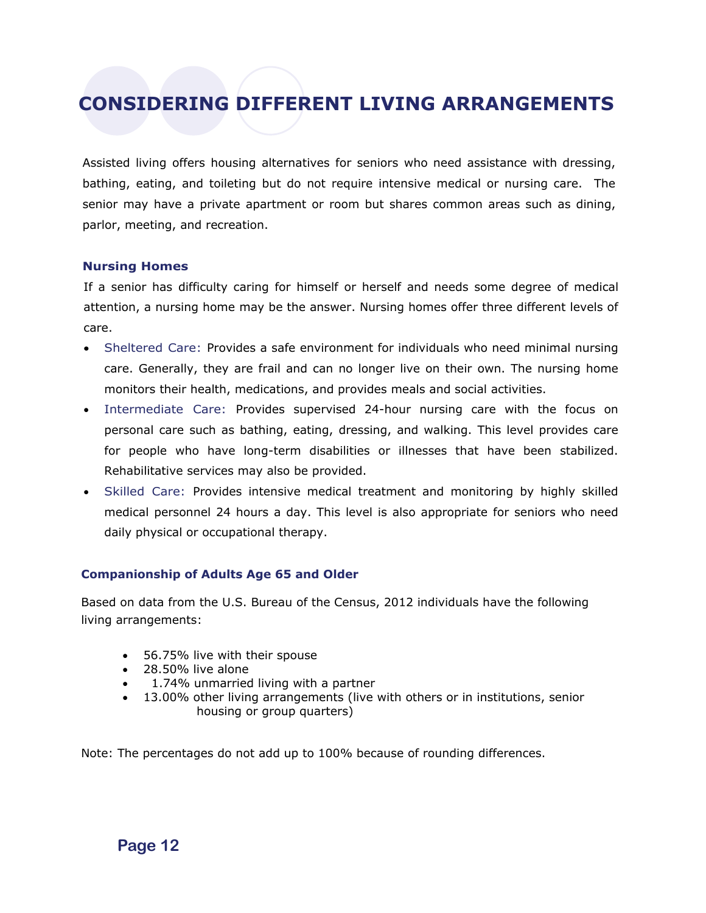# CONSIDERING DIFFERENT LIVING ARRANGEMENTS

Assisted living offers housing alternatives for seniors who need assistance with dressing, bathing, eating, and toileting but do not require intensive medical or nursing care. The senior may have a private apartment or room but shares common areas such as dining, parlor, meeting, and recreation.

### Nursing Homes

If a senior has difficulty caring for himself or herself and needs some degree of medical attention, a nursing home may be the answer. Nursing homes offer three different levels of care.

- Sheltered Care: Provides a safe environment for individuals who need minimal nursing care. Generally, they are frail and can no longer live on their own. The nursing home monitors their health, medications, and provides meals and social activities.
- Intermediate Care: Provides supervised 24-hour nursing care with the focus on personal care such as bathing, eating, dressing, and walking. This level provides care for people who have long-term disabilities or illnesses that have been stabilized. Rehabilitative services may also be provided.
- Skilled Care: Provides intensive medical treatment and monitoring by highly skilled medical personnel 24 hours a day. This level is also appropriate for seniors who need daily physical or occupational therapy.

### Companionship of Adults Age 65 and Older

Based on data from the U.S. Bureau of the Census, 2012 individuals have the following living arrangements:

- 56.75% live with their spouse
- 28.50% live alone
- 1.74% unmarried living with a partner
- 13.00% other living arrangements (live with others or in institutions, senior housing or group quarters)

Note: The percentages do not add up to 100% because of rounding differences.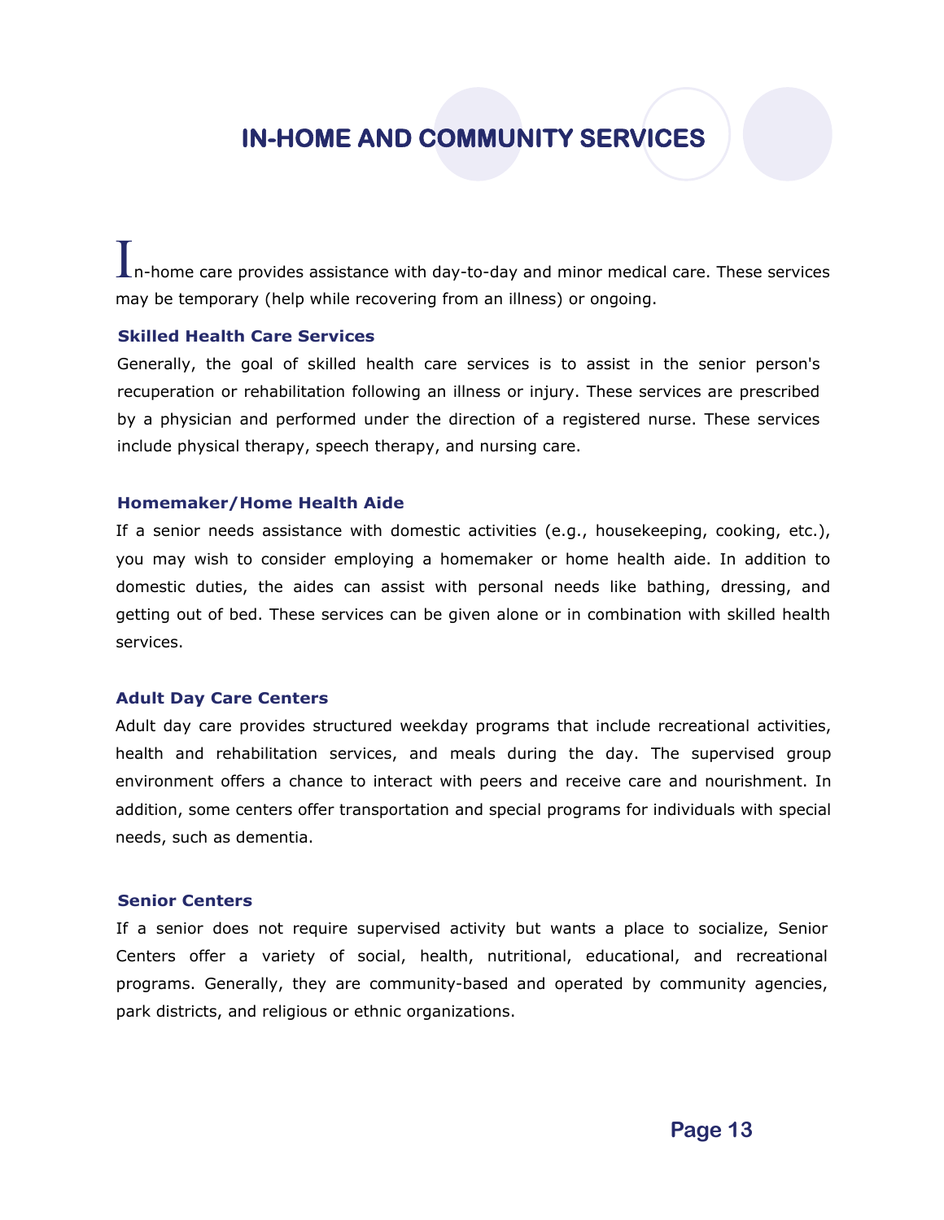# IN-HOME AND COMMUNITY SERVICES

In-home care provides assistance with day-to-day and minor medical care. These services may be temporary (help while recovering from an illness) or ongoing.

### Skilled Health Care Services

Generally, the goal of skilled health care services is to assist in the senior person's recuperation or rehabilitation following an illness or injury. These services are prescribed by a physician and performed under the direction of a registered nurse. These services include physical therapy, speech therapy, and nursing care.

### Homemaker/Home Health Aide

If a senior needs assistance with domestic activities (e.g., housekeeping, cooking, etc.), you may wish to consider employing a homemaker or home health aide. In addition to domestic duties, the aides can assist with personal needs like bathing, dressing, and getting out of bed. These services can be given alone or in combination with skilled health services.

### Adult Day Care Centers

Adult day care provides structured weekday programs that include recreational activities, health and rehabilitation services, and meals during the day. The supervised group environment offers a chance to interact with peers and receive care and nourishment. In addition, some centers offer transportation and special programs for individuals with special needs, such as dementia.

### Senior Centers

If a senior does not require supervised activity but wants a place to socialize, Senior Centers offer a variety of social, health, nutritional, educational, and recreational programs. Generally, they are community-based and operated by community agencies, park districts, and religious or ethnic organizations.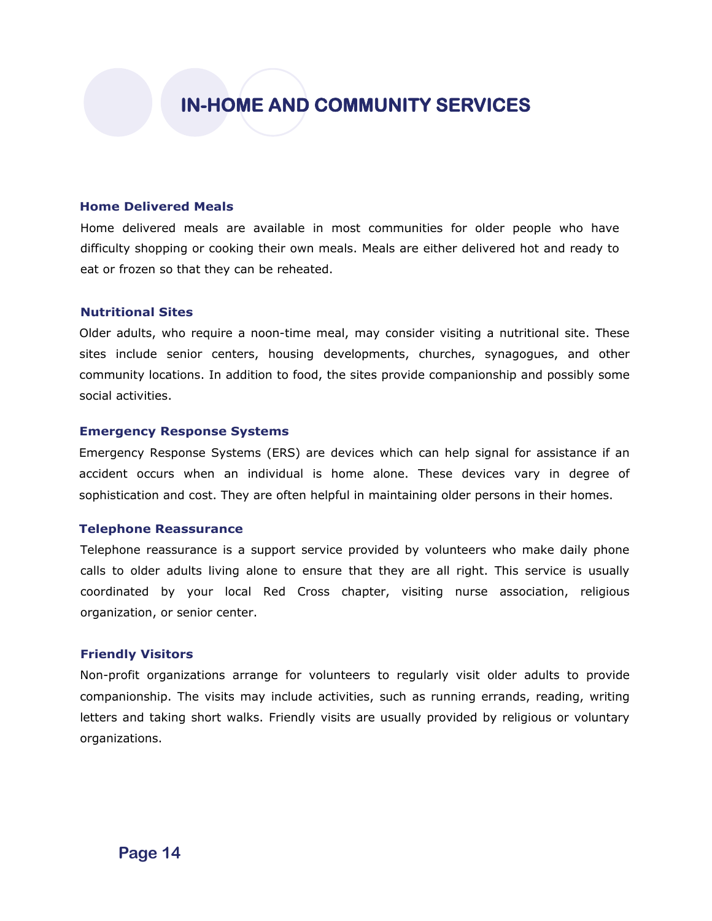# IN-HOME AND COMMUNITY SERVICES

### Home Delivered Meals

Home delivered meals are available in most communities for older people who have difficulty shopping or cooking their own meals. Meals are either delivered hot and ready to eat or frozen so that they can be reheated.

### Nutritional Sites

Older adults, who require a noon-time meal, may consider visiting a nutritional site. These sites include senior centers, housing developments, churches, synagogues, and other community locations. In addition to food, the sites provide companionship and possibly some social activities.

### Emergency Response Systems

Emergency Response Systems (ERS) are devices which can help signal for assistance if an accident occurs when an individual is home alone. These devices vary in degree of sophistication and cost. They are often helpful in maintaining older persons in their homes.

### Telephone Reassurance

Telephone reassurance is a support service provided by volunteers who make daily phone calls to older adults living alone to ensure that they are all right. This service is usually coordinated by your local Red Cross chapter, visiting nurse association, religious organization, or senior center.

### Friendly Visitors

Non-profit organizations arrange for volunteers to regularly visit older adults to provide companionship. The visits may include activities, such as running errands, reading, writing letters and taking short walks. Friendly visits are usually provided by religious or voluntary organizations.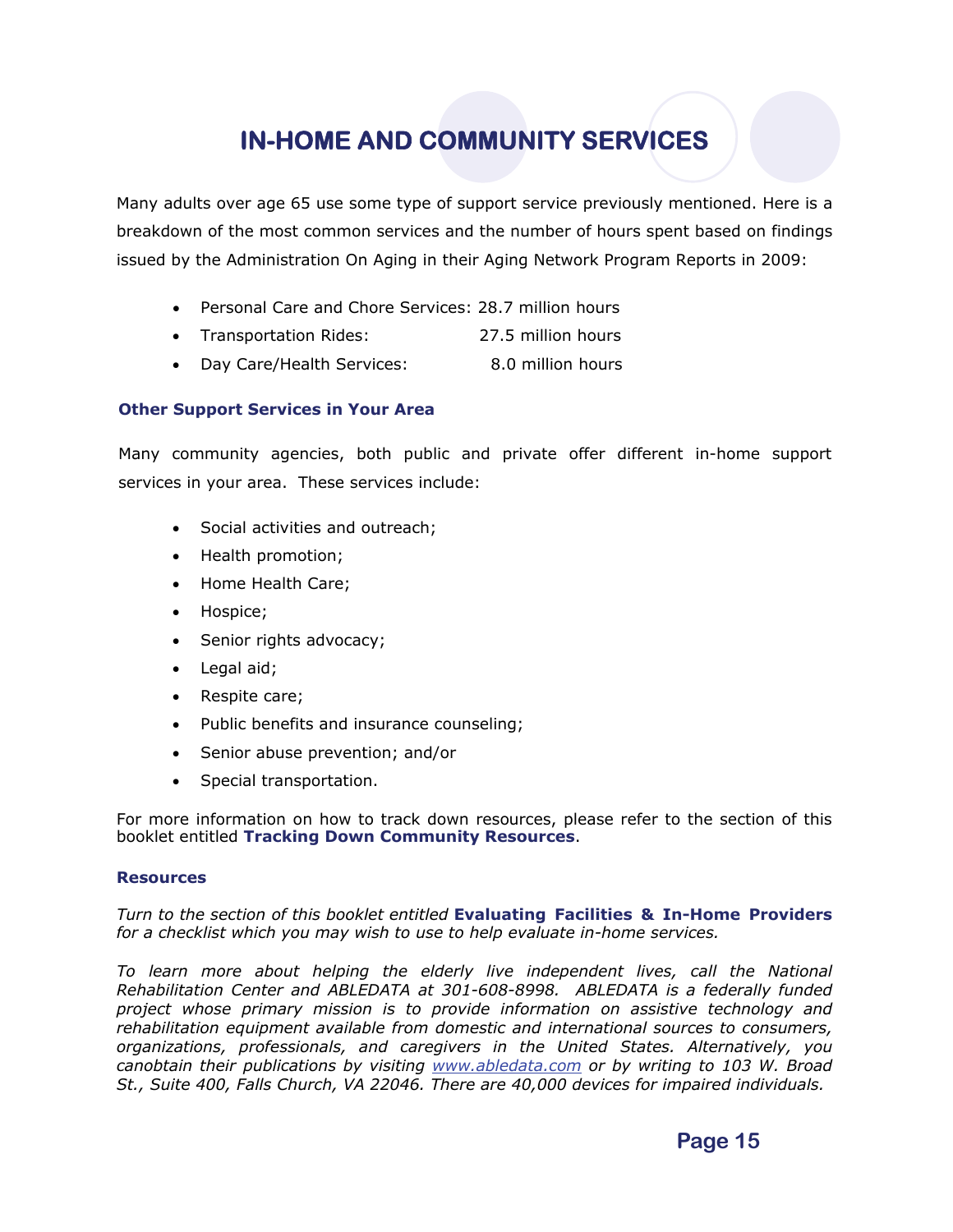# IN-HOME AND COMMUNITY SERVICES

Many adults over age 65 use some type of support service previously mentioned. Here is a breakdown of the most common services and the number of hours spent based on findings issued by the Administration On Aging in their Aging Network Program Reports in 2009:

- Personal Care and Chore Services: 28.7 million hours
- Transportation Rides: 27.5 million hours
- Day Care/Health Services: 8.0 million hours

### Other Support Services in Your Area

Many community agencies, both public and private offer different in-home support services in your area. These services include:

- Social activities and outreach;
- Health promotion;
- Home Health Care;
- Hospice;
- Senior rights advocacy;
- Legal aid;
- Respite care;
- Public benefits and insurance counseling;
- Senior abuse prevention; and/or
- Special transportation.

For more information on how to track down resources, please refer to the section of this booklet entitled **Tracking Down Community Resources**.

### Resources

*Turn to the section of this booklet entitled* **Evaluating Facilities & In-Home Providers** *for a checklist which you may wish to use to help evaluate in-home services.*

*To learn more about helping the elderly live independent lives, call the National Rehabilitation Center and ABLEDATA at 301-608-8998. ABLEDATA is a federally funded project whose primary mission is to provide information on assistive technology and rehabilitation equipment available from domestic and international sources to consumers, organizations, professionals, and caregivers in the United States. Alternatively, you canobtain their publications by visiting [www.abledata.com](http://www.abledata.com) or by writing to 103 W. Broad St., Suite 400, Falls Church, VA 22046. There are 40,000 devices for impaired individuals.*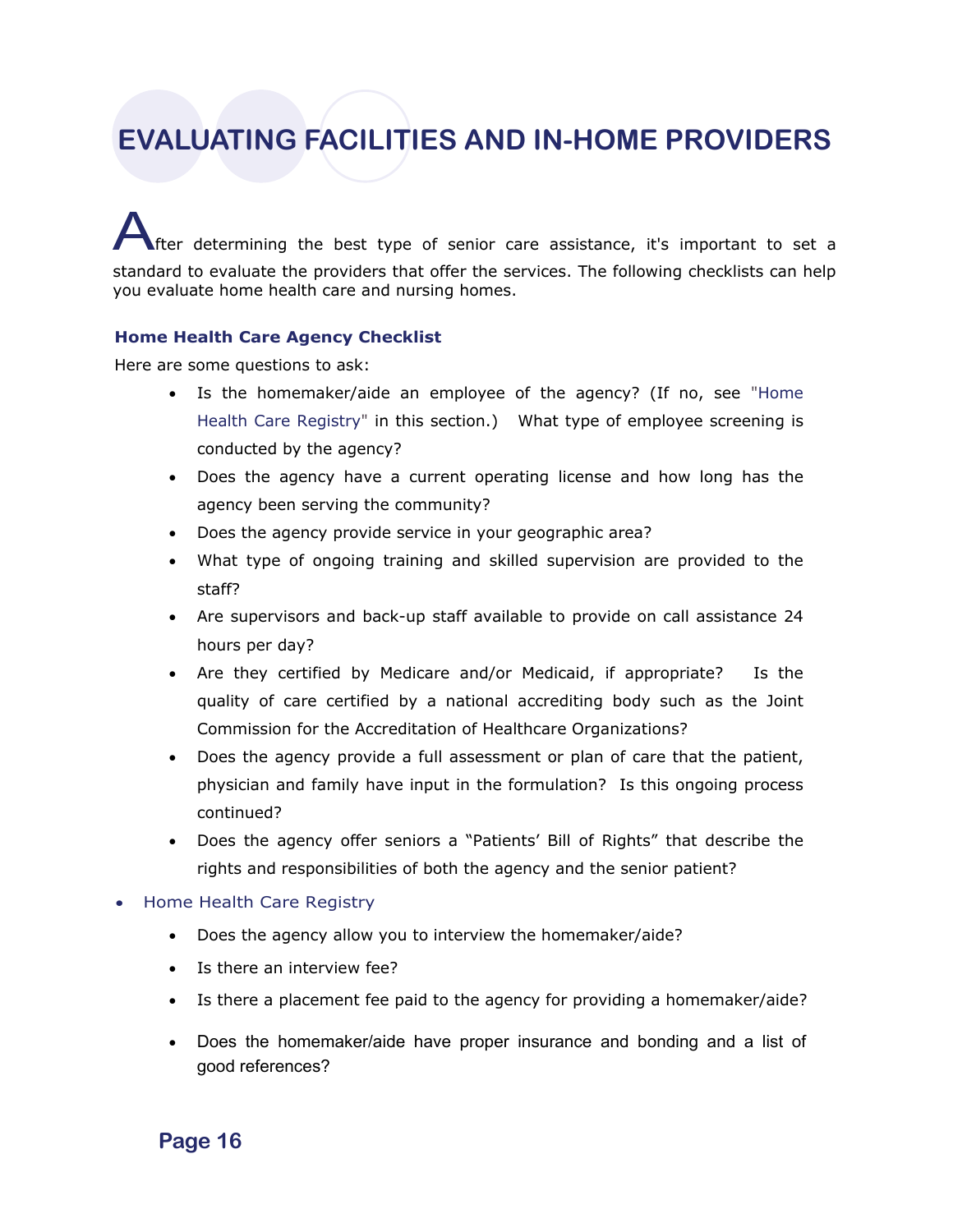# EVALUATING FACILITIES AND IN-HOME PROVIDERS

After determining the best type of senior care assistance, it's important to set a standard to evaluate the providers that offer the services. The following checklists can help you evaluate home health care and nursing homes.

### Home Health Care Agency Checklist

Here are some questions to ask:

- Is the homemaker/aide an employee of the agency? (If no, see "Home Health Care Registry" in this section.) What type of employee screening is conducted by the agency?
- Does the agency have a current operating license and how long has the agency been serving the community?
- Does the agency provide service in your geographic area?
- What type of ongoing training and skilled supervision are provided to the staff?
- Are supervisors and back-up staff available to provide on call assistance 24 hours per day?
- Are they certified by Medicare and/or Medicaid, if appropriate? Is the quality of care certified by a national accrediting body such as the Joint Commission for the Accreditation of Healthcare Organizations?
- Does the agency provide a full assessment or plan of care that the patient, physician and family have input in the formulation? Is this ongoing process continued?
- Does the agency offer seniors a “Patients’ Bill of Rights” that describe the rights and responsibilities of both the agency and the senior patient?

- Home Health Care Registry
  - Does the agency allow you to interview the homemaker/aide?
  - Is there an interview fee?
  - Is there a placement fee paid to the agency for providing a homemaker/aide?
  - Does the homemaker/aide have proper insurance and bonding and a list of good references?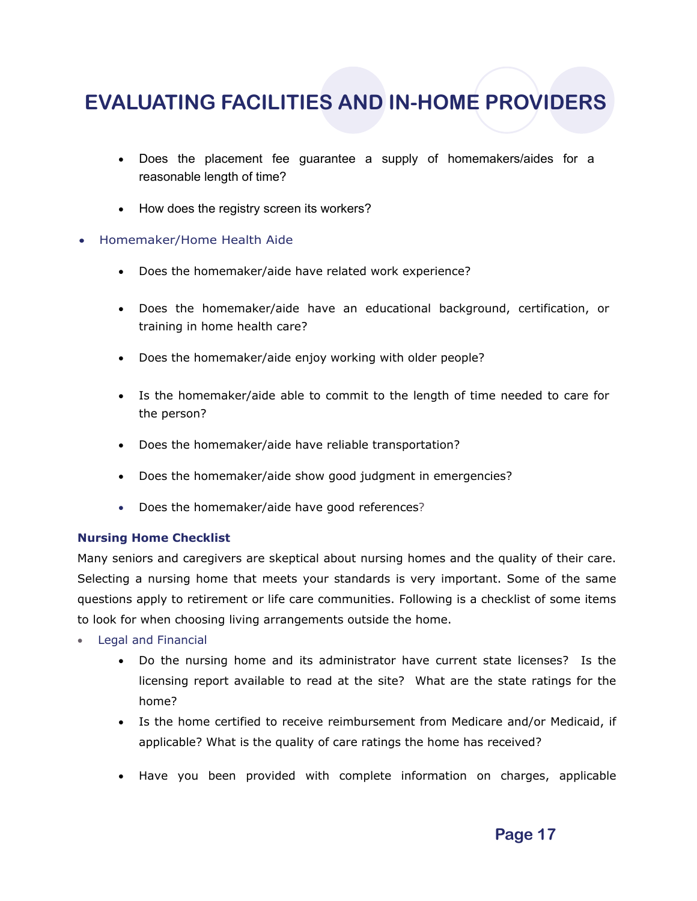# EVALUATING FACILITIES AND IN-HOME PROVIDERS

  - Does the placement fee guarantee a supply of homemakers/aides for a reasonable length of time?
  - How does the registry screen its workers?

- Homemaker/Home Health Aide
  - Does the homemaker/aide have related work experience?
  - Does the homemaker/aide have an educational background, certification, or training in home health care?
  - Does the homemaker/aide enjoy working with older people?
  - Is the homemaker/aide able to commit to the length of time needed to care for the person?
  - Does the homemaker/aide have reliable transportation?
  - Does the homemaker/aide show good judgment in emergencies?
  - Does the homemaker/aide have good references?

**Nursing Home Checklist**

Many seniors and caregivers are skeptical about nursing homes and the quality of their care. Selecting a nursing home that meets your standards is very important. Some of the same questions apply to retirement or life care communities. Following is a checklist of some items to look for when choosing living arrangements outside the home.

- Legal and Financial
  - Do the nursing home and its administrator have current state licenses? Is the licensing report available to read at the site? What are the state ratings for the home?
  - Is the home certified to receive reimbursement from Medicare and/or Medicaid, if applicable? What is the quality of care ratings the home has received?
  - Have you been provided with complete information on charges, applicable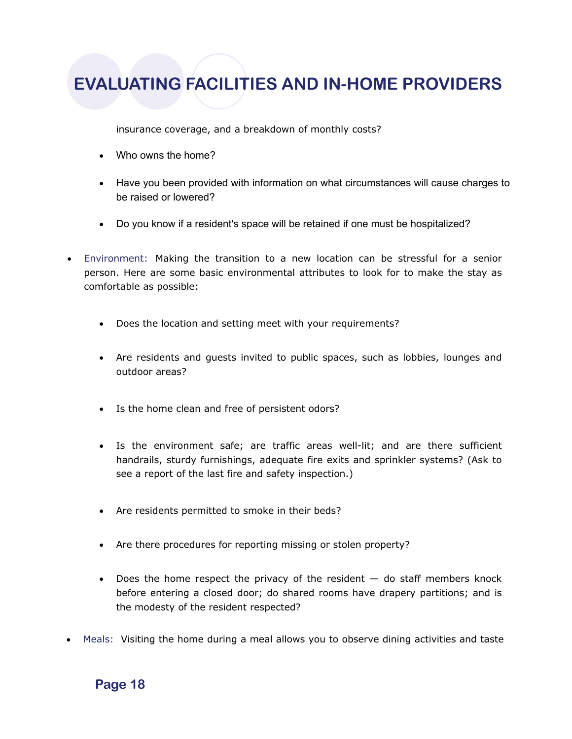insurance coverage, and a breakdown of monthly costs?

- Who owns the home?
- Have you been provided with information on what circumstances will cause charges to be raised or lowered?
- Do you know if a resident's space will be retained if one must be hospitalized?

- Environment: Making the transition to a new location can be stressful for a senior person. Here are some basic environmental attributes to look for to make the stay as comfortable as possible:
  - Does the location and setting meet with your requirements?
  - Are residents and guests invited to public spaces, such as lobbies, lounges and outdoor areas?
  - Is the home clean and free of persistent odors?
  - Is the environment safe; are traffic areas well-lit; and are there sufficient handrails, sturdy furnishings, adequate fire exits and sprinkler systems? (Ask to see a report of the last fire and safety inspection.)
  - Are residents permitted to smoke in their beds?
  - Are there procedures for reporting missing or stolen property?
  - Does the home respect the privacy of the resident — do staff members knock before entering a closed door; do shared rooms have drapery partitions; and is the modesty of the resident respected?
- Meals: Visiting the home during a meal allows you to observe dining activities and taste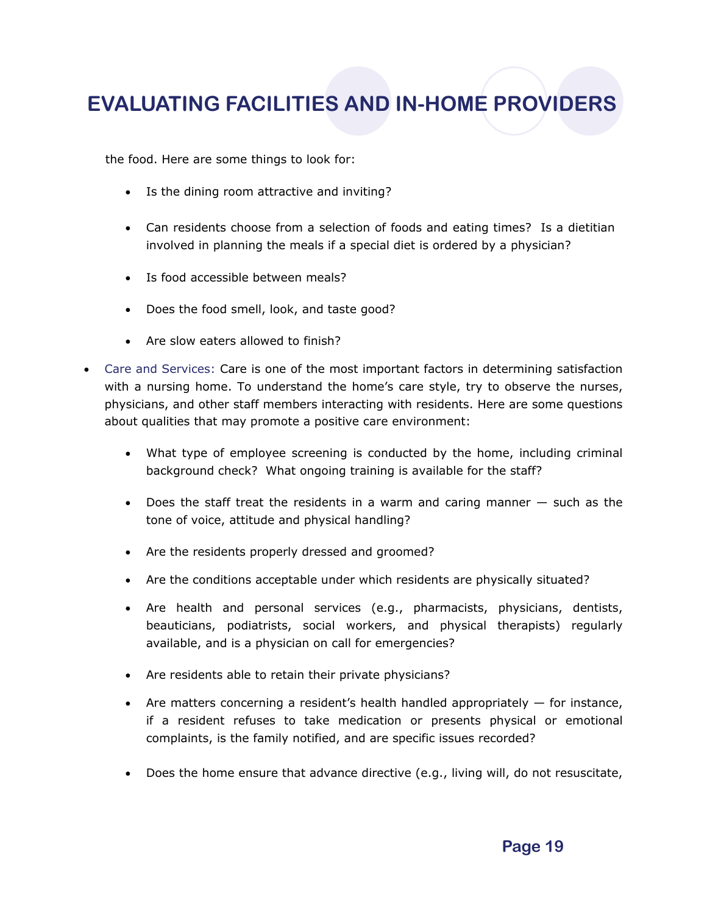the food. Here are some things to look for:

- Is the dining room attractive and inviting?
- Can residents choose from a selection of foods and eating times? Is a dietitian involved in planning the meals if a special diet is ordered by a physician?
- Is food accessible between meals?
- Does the food smell, look, and taste good?
- Are slow eaters allowed to finish?

- Care and Services: Care is one of the most important factors in determining satisfaction with a nursing home. To understand the home's care style, try to observe the nurses, physicians, and other staff members interacting with residents. Here are some questions about qualities that may promote a positive care environment:
    - What type of employee screening is conducted by the home, including criminal background check? What ongoing training is available for the staff?
    - Does the staff treat the residents in a warm and caring manner — such as the tone of voice, attitude and physical handling?
    - Are the residents properly dressed and groomed?
    - Are the conditions acceptable under which residents are physically situated?
    - Are health and personal services (e.g., pharmacists, physicians, dentists, beauticians, podiatrists, social workers, and physical therapists) regularly available, and is a physician on call for emergencies?
    - Are residents able to retain their private physicians?
    - Are matters concerning a resident's health handled appropriately — for instance, if a resident refuses to take medication or presents physical or emotional complaints, is the family notified, and are specific issues recorded?
    - Does the home ensure that advance directive (e.g., living will, do not resuscitate,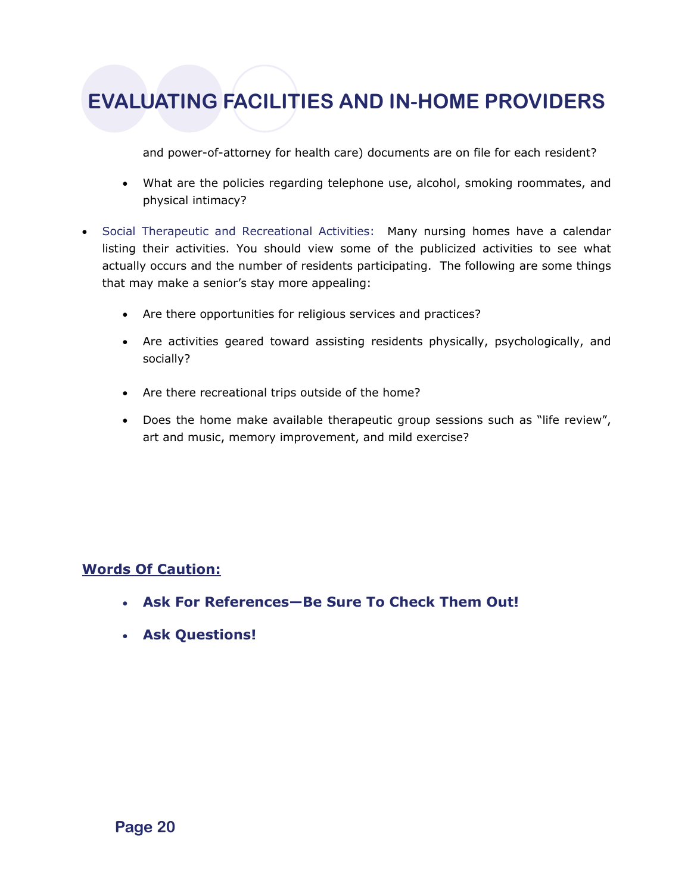and power-of-attorney for health care) documents are on file for each resident?

- What are the policies regarding telephone use, alcohol, smoking roommates, and physical intimacy?

- Social Therapeutic and Recreational Activities: Many nursing homes have a calendar listing their activities. You should view some of the publicized activities to see what actually occurs and the number of residents participating. The following are some things that may make a senior's stay more appealing:

  - Are there opportunities for religious services and practices?
  - Are activities geared toward assisting residents physically, psychologically, and socially?
  - Are there recreational trips outside of the home?
  - Does the home make available therapeutic group sessions such as "life review", art and music, memory improvement, and mild exercise?

## Words Of Caution:

- **Ask For References—Be Sure To Check Them Out!**
- **Ask Questions!**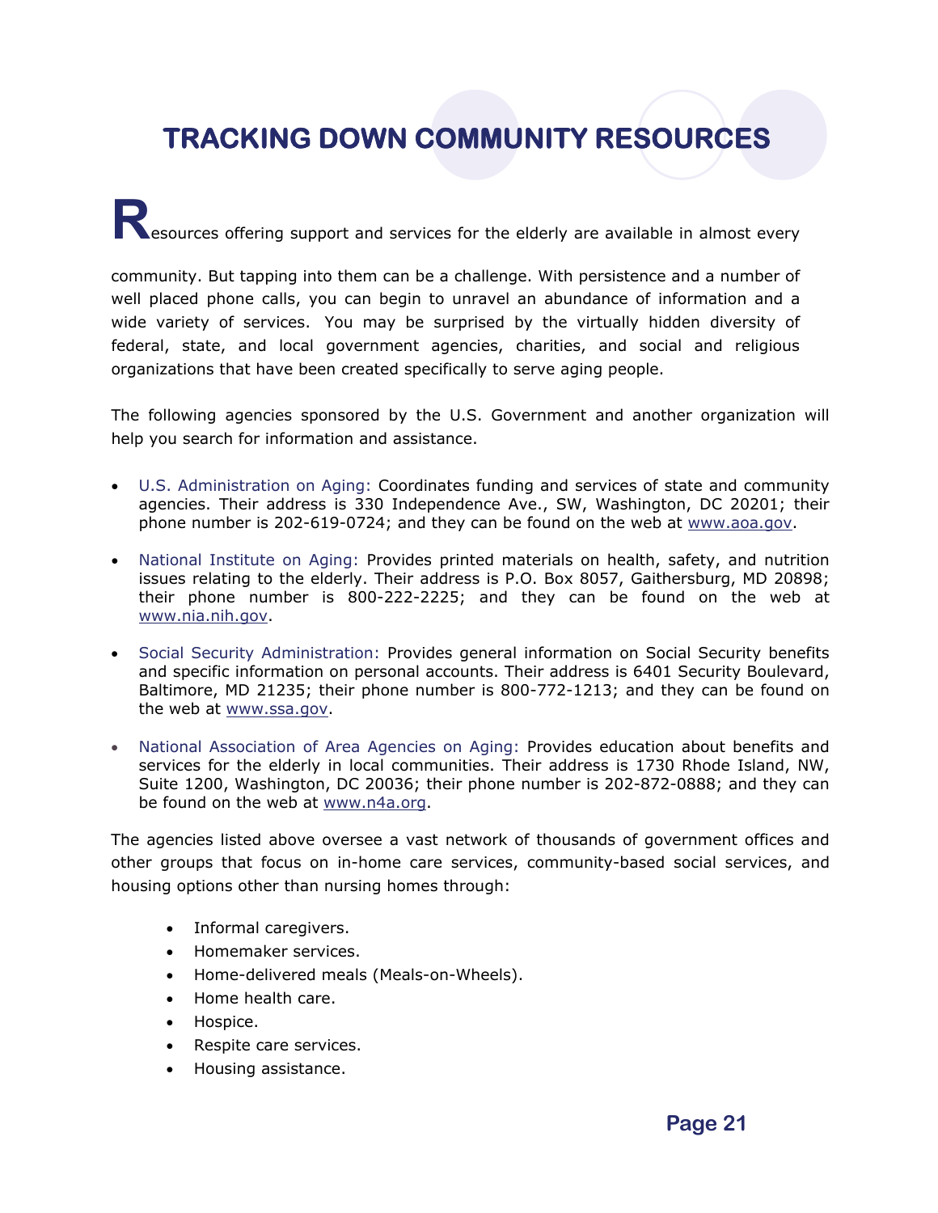# TRACKING DOWN COMMUNITY RESOURCES

Resources offering support and services for the elderly are available in almost every community. But tapping into them can be a challenge. With persistence and a number of well placed phone calls, you can begin to unravel an abundance of information and a wide variety of services. You may be surprised by the virtually hidden diversity of federal, state, and local government agencies, charities, and social and religious organizations that have been created specifically to serve aging people.

The following agencies sponsored by the U.S. Government and another organization will help you search for information and assistance.

- U.S. Administration on Aging: Coordinates funding and services of state and community agencies. Their address is 330 Independence Ave., SW, Washington, DC 20201; their phone number is 202-619-0724; and they can be found on the web at www.aoa.gov.
- National Institute on Aging: Provides printed materials on health, safety, and nutrition issues relating to the elderly. Their address is P.O. Box 8057, Gaithersburg, MD 20898; their phone number is 800-222-2225; and they can be found on the web at www.nia.nih.gov.
- Social Security Administration: Provides general information on Social Security benefits and specific information on personal accounts. Their address is 6401 Security Boulevard, Baltimore, MD 21235; their phone number is 800-772-1213; and they can be found on the web at www.ssa.gov.
- National Association of Area Agencies on Aging: Provides education about benefits and services for the elderly in local communities. Their address is 1730 Rhode Island, NW, Suite 1200, Washington, DC 20036; their phone number is 202-872-0888; and they can be found on the web at www.n4a.org.

The agencies listed above oversee a vast network of thousands of government offices and other groups that focus on in-home care services, community-based social services, and housing options other than nursing homes through:

- Informal caregivers.
- Homemaker services.
- Home-delivered meals (Meals-on-Wheels).
- Home health care.
- Hospice.
- Respite care services.
- Housing assistance.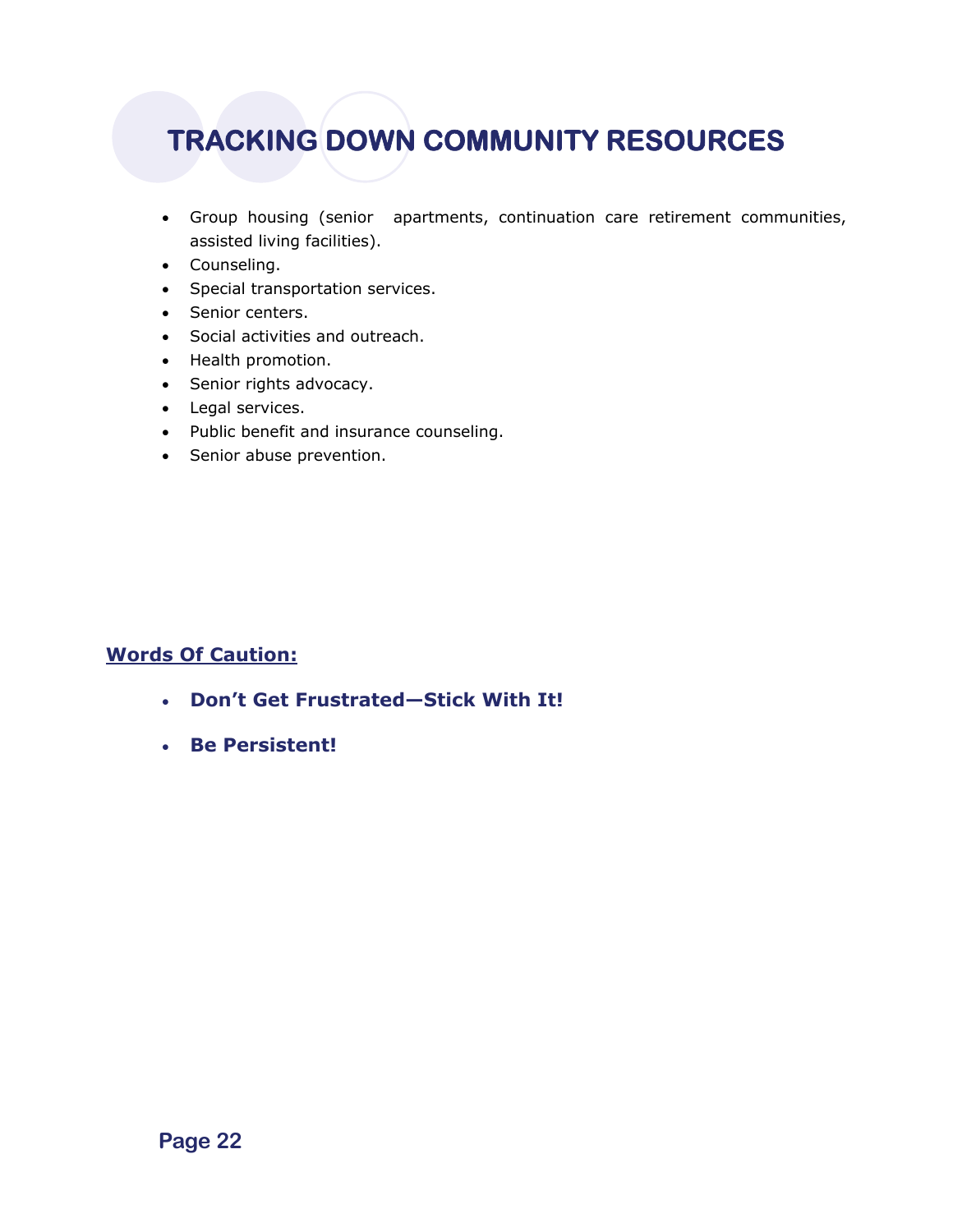# TRACKING DOWN COMMUNITY RESOURCES

- Group housing (senior apartments, continuation care retirement communities, assisted living facilities).
- Counseling.
- Special transportation services.
- Senior centers.
- Social activities and outreach.
- Health promotion.
- Senior rights advocacy.
- Legal services.
- Public benefit and insurance counseling.
- Senior abuse prevention.

**Words Of Caution:**

- **Don't Get Frustrated—Stick With It!**
- **Be Persistent!**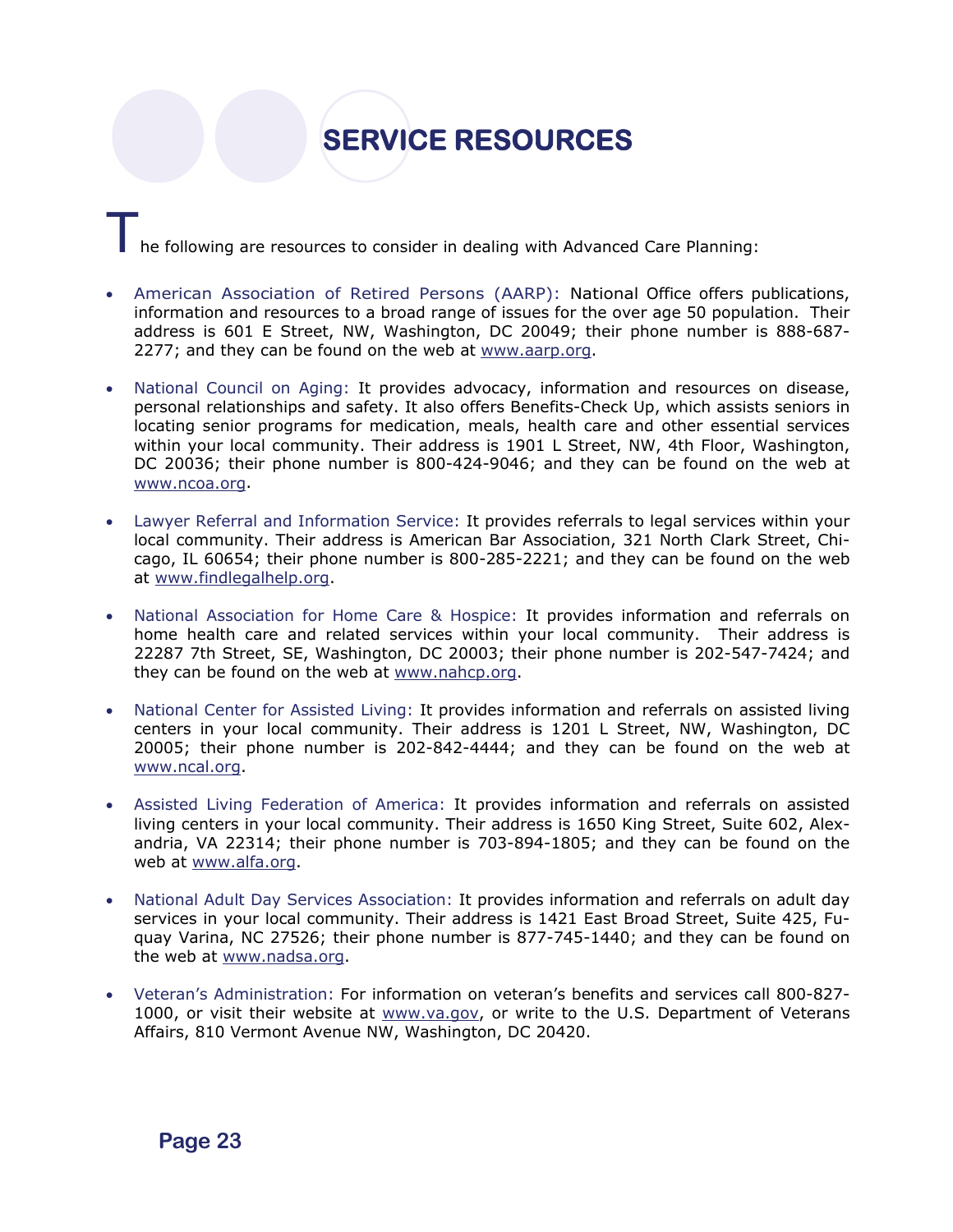# SERVICE RESOURCES

The following are resources to consider in dealing with Advanced Care Planning:

- American Association of Retired Persons (AARP): National Office offers publications, information and resources to a broad range of issues for the over age 50 population. Their address is 601 E Street, NW, Washington, DC 20049; their phone number is 888-687-2277; and they can be found on the web at www.aarp.org.

- National Council on Aging: It provides advocacy, information and resources on disease, personal relationships and safety. It also offers Benefits-Check Up, which assists seniors in locating senior programs for medication, meals, health care and other essential services within your local community. Their address is 1901 L Street, NW, 4th Floor, Washington, DC 20036; their phone number is 800-424-9046; and they can be found on the web at www.ncoa.org.

- Lawyer Referral and Information Service: It provides referrals to legal services within your local community. Their address is American Bar Association, 321 North Clark Street, Chicago, IL 60654; their phone number is 800-285-2221; and they can be found on the web at www.findlegalhelp.org.

- National Association for Home Care & Hospice: It provides information and referrals on home health care and related services within your local community. Their address is 22287 7th Street, SE, Washington, DC 20003; their phone number is 202-547-7424; and they can be found on the web at www.nahcp.org.

- National Center for Assisted Living: It provides information and referrals on assisted living centers in your local community. Their address is 1201 L Street, NW, Washington, DC 20005; their phone number is 202-842-4444; and they can be found on the web at www.ncal.org.

- Assisted Living Federation of America: It provides information and referrals on assisted living centers in your local community. Their address is 1650 King Street, Suite 602, Alexandria, VA 22314; their phone number is 703-894-1805; and they can be found on the web at www.alfa.org.

- National Adult Day Services Association: It provides information and referrals on adult day services in your local community. Their address is 1421 East Broad Street, Suite 425, Fuquay Varina, NC 27526; their phone number is 877-745-1440; and they can be found on the web at www.nadsa.org.

- Veteran's Administration: For information on veteran's benefits and services call 800-827-1000, or visit their website at www.va.gov, or write to the U.S. Department of Veterans Affairs, 810 Vermont Avenue NW, Washington, DC 20420.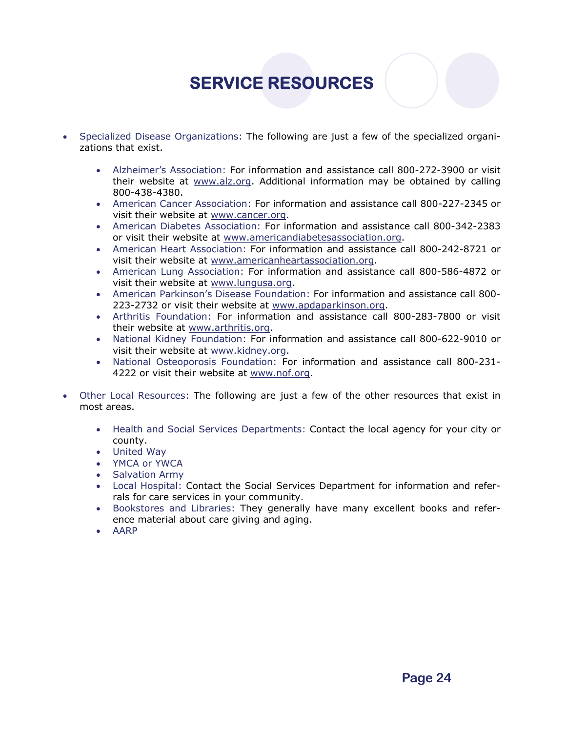# SERVICE RESOURCES

- Specialized Disease Organizations: The following are just a few of the specialized organizations that exist.

    - Alzheimer's Association: For information and assistance call 800-272-3900 or visit their website at www.alz.org. Additional information may be obtained by calling 800-438-4380.
    - American Cancer Association: For information and assistance call 800-227-2345 or visit their website at www.cancer.org.
    - American Diabetes Association: For information and assistance call 800-342-2383 or visit their website at www.americandiabetesassociation.org.
    - American Heart Association: For information and assistance call 800-242-8721 or visit their website at www.americanheartassociation.org.
    - American Lung Association: For information and assistance call 800-586-4872 or visit their website at www.lungusa.org.
    - American Parkinson's Disease Foundation: For information and assistance call 800-223-2732 or visit their website at www.apdaparkinson.org.
    - Arthritis Foundation: For information and assistance call 800-283-7800 or visit their website at www.arthritis.org.
    - National Kidney Foundation: For information and assistance call 800-622-9010 or visit their website at www.kidney.org.
    - National Osteoporosis Foundation: For information and assistance call 800-231-4222 or visit their website at www.nof.org.

- Other Local Resources: The following are just a few of the other resources that exist in most areas.

    - Health and Social Services Departments: Contact the local agency for your city or county.
    - United Way
    - YMCA or YWCA
    - Salvation Army
    - Local Hospital: Contact the Social Services Department for information and referrals for care services in your community.
    - Bookstores and Libraries: They generally have many excellent books and reference material about care giving and aging.
    - AARP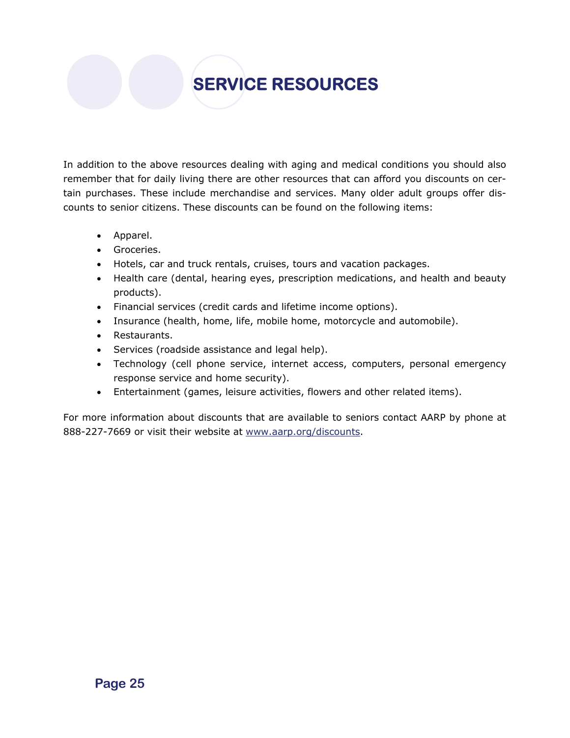# SERVICE RESOURCES

In addition to the above resources dealing with aging and medical conditions you should also remember that for daily living there are other resources that can afford you discounts on certain purchases. These include merchandise and services. Many older adult groups offer discounts to senior citizens. These discounts can be found on the following items:

- Apparel.
- Groceries.
- Hotels, car and truck rentals, cruises, tours and vacation packages.
- Health care (dental, hearing eyes, prescription medications, and health and beauty products).
- Financial services (credit cards and lifetime income options).
- Insurance (health, home, life, mobile home, motorcycle and automobile).
- Restaurants.
- Services (roadside assistance and legal help).
- Technology (cell phone service, internet access, computers, personal emergency response service and home security).
- Entertainment (games, leisure activities, flowers and other related items).

For more information about discounts that are available to seniors contact AARP by phone at 888-227-7669 or visit their website at www.aarp.org/discounts.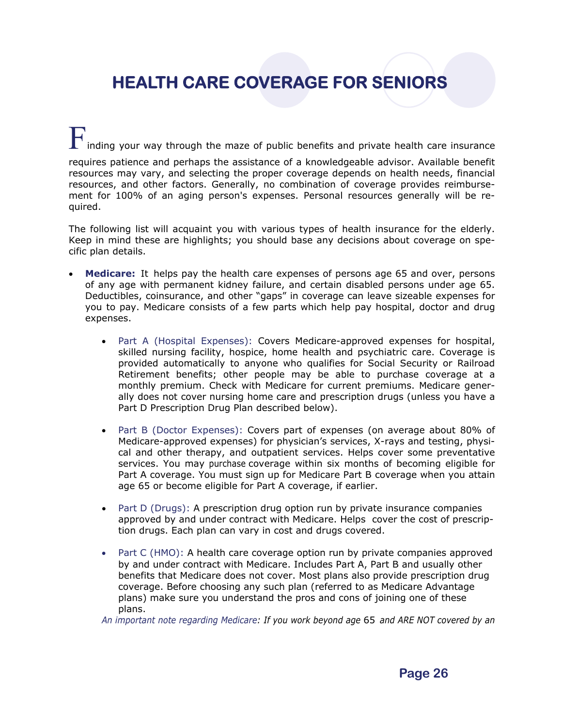# HEALTH CARE COVERAGE FOR SENIORS

Finding your way through the maze of public benefits and private health care insurance requires patience and perhaps the assistance of a knowledgeable advisor. Available benefit resources may vary, and selecting the proper coverage depends on health needs, financial resources, and other factors. Generally, no combination of coverage provides reimbursement for 100% of an aging person's expenses. Personal resources generally will be required.

The following list will acquaint you with various types of health insurance for the elderly. Keep in mind these are highlights; you should base any decisions about coverage on specific plan details.

- **Medicare:** It helps pay the health care expenses of persons age 65 and over, persons of any age with permanent kidney failure, and certain disabled persons under age 65. Deductibles, coinsurance, and other "gaps" in coverage can leave sizeable expenses for you to pay. Medicare consists of a few parts which help pay hospital, doctor and drug expenses.

    - Part A (Hospital Expenses): Covers Medicare-approved expenses for hospital, skilled nursing facility, hospice, home health and psychiatric care. Coverage is provided automatically to anyone who qualifies for Social Security or Railroad Retirement benefits; other people may be able to purchase coverage at a monthly premium. Check with Medicare for current premiums. Medicare generally does not cover nursing home care and prescription drugs (unless you have a Part D Prescription Drug Plan described below).

    - Part B (Doctor Expenses): Covers part of expenses (on average about 80% of Medicare-approved expenses) for physician's services, X-rays and testing, physical and other therapy, and outpatient services. Helps cover some preventative services. You may purchase coverage within six months of becoming eligible for Part A coverage. You must sign up for Medicare Part B coverage when you attain age 65 or become eligible for Part A coverage, if earlier.

    - Part D (Drugs): A prescription drug option run by private insurance companies approved by and under contract with Medicare. Helps cover the cost of prescription drugs. Each plan can vary in cost and drugs covered.

    - Part C (HMO): A health care coverage option run by private companies approved by and under contract with Medicare. Includes Part A, Part B and usually other benefits that Medicare does not cover. Most plans also provide prescription drug coverage. Before choosing any such plan (referred to as Medicare Advantage plans) make sure you understand the pros and cons of joining one of these plans.

*An important note regarding Medicare: If you work beyond age 65 and ARE NOT covered by an*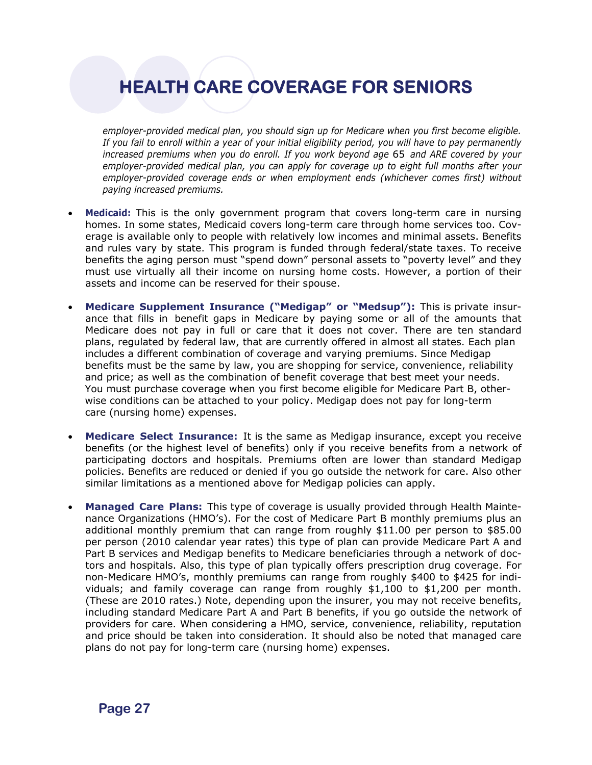# HEALTH CARE COVERAGE FOR SENIORS

*employer-provided medical plan, you should sign up for Medicare when you first become eligible. If you fail to enroll within a year of your initial eligibility period, you will have to pay permanently increased premiums when you do enroll. If you work beyond age 65 and ARE covered by your employer-provided medical plan, you can apply for coverage up to eight full months after your employer-provided coverage ends or when employment ends (whichever comes first) without paying increased premiums.*

- **Medicaid:** This is the only government program that covers long-term care in nursing homes. In some states, Medicaid covers long-term care through home services too. Coverage is available only to people with relatively low incomes and minimal assets. Benefits and rules vary by state. This program is funded through federal/state taxes. To receive benefits the aging person must "spend down" personal assets to "poverty level" and they must use virtually all their income on nursing home costs. However, a portion of their assets and income can be reserved for their spouse.

- **Medicare Supplement Insurance ("Medigap" or "Medsup"):** This is private insurance that fills in benefit gaps in Medicare by paying some or all of the amounts that Medicare does not pay in full or care that it does not cover. There are ten standard plans, regulated by federal law, that are currently offered in almost all states. Each plan includes a different combination of coverage and varying premiums. Since Medigap benefits must be the same by law, you are shopping for service, convenience, reliability and price; as well as the combination of benefit coverage that best meet your needs. You must purchase coverage when you first become eligible for Medicare Part B, otherwise conditions can be attached to your policy. Medigap does not pay for long-term care (nursing home) expenses.

- **Medicare Select Insurance:** It is the same as Medigap insurance, except you receive benefits (or the highest level of benefits) only if you receive benefits from a network of participating doctors and hospitals. Premiums often are lower than standard Medigap policies. Benefits are reduced or denied if you go outside the network for care. Also other similar limitations as a mentioned above for Medigap policies can apply.

- **Managed Care Plans:** This type of coverage is usually provided through Health Maintenance Organizations (HMO's). For the cost of Medicare Part B monthly premiums plus an additional monthly premium that can range from roughly $11.00 per person to $85.00 per person (2010 calendar year rates) this type of plan can provide Medicare Part A and Part B services and Medigap benefits to Medicare beneficiaries through a network of doctors and hospitals. Also, this type of plan typically offers prescription drug coverage. For non-Medicare HMO's, monthly premiums can range from roughly $400 to $425 for individuals; and family coverage can range from roughly $1,100 to $1,200 per month. (These are 2010 rates.) Note, depending upon the insurer, you may not receive benefits, including standard Medicare Part A and Part B benefits, if you go outside the network of providers for care. When considering a HMO, service, convenience, reliability, reputation and price should be taken into consideration. It should also be noted that managed care plans do not pay for long-term care (nursing home) expenses.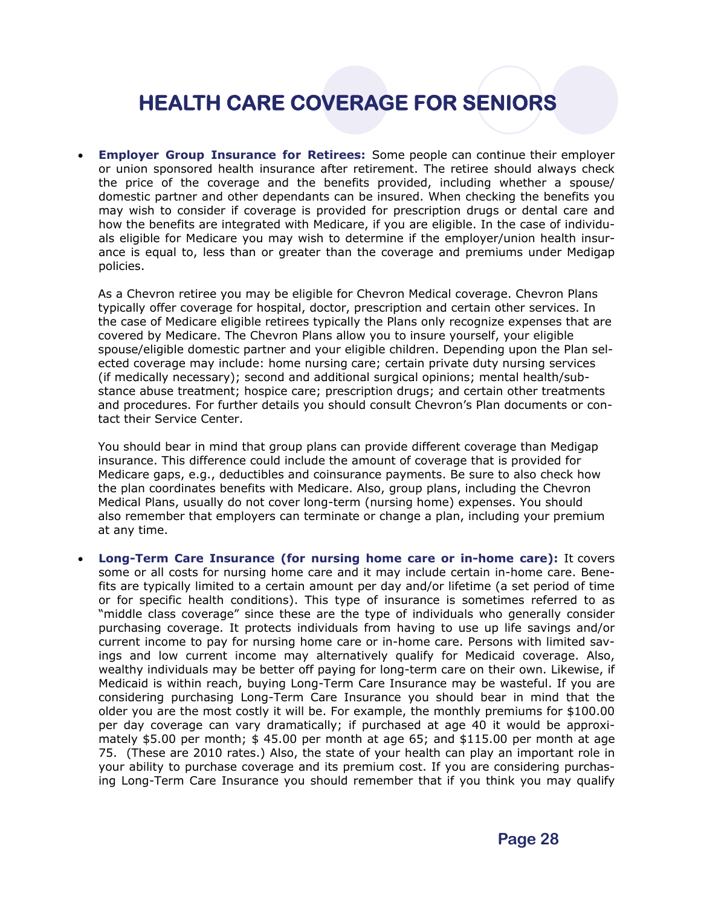# HEALTH CARE COVERAGE FOR SENIORS

- **Employer Group Insurance for Retirees:** Some people can continue their employer or union sponsored health insurance after retirement. The retiree should always check the price of the coverage and the benefits provided, including whether a spouse/domestic partner and other dependants can be insured. When checking the benefits you may wish to consider if coverage is provided for prescription drugs or dental care and how the benefits are integrated with Medicare, if you are eligible. In the case of individuals eligible for Medicare you may wish to determine if the employer/union health insurance is equal to, less than or greater than the coverage and premiums under Medigap policies.

  As a Chevron retiree you may be eligible for Chevron Medical coverage. Chevron Plans typically offer coverage for hospital, doctor, prescription and certain other services. In the case of Medicare eligible retirees typically the Plans only recognize expenses that are covered by Medicare. The Chevron Plans allow you to insure yourself, your eligible spouse/eligible domestic partner and your eligible children. Depending upon the Plan selected coverage may include: home nursing care; certain private duty nursing services (if medically necessary); second and additional surgical opinions; mental health/substance abuse treatment; hospice care; prescription drugs; and certain other treatments and procedures. For further details you should consult Chevron's Plan documents or contact their Service Center.

  You should bear in mind that group plans can provide different coverage than Medigap insurance. This difference could include the amount of coverage that is provided for Medicare gaps, e.g., deductibles and coinsurance payments. Be sure to also check how the plan coordinates benefits with Medicare. Also, group plans, including the Chevron Medical Plans, usually do not cover long-term (nursing home) expenses. You should also remember that employers can terminate or change a plan, including your premium at any time.

- **Long-Term Care Insurance (for nursing home care or in-home care):** It covers some or all costs for nursing home care and it may include certain in-home care. Benefits are typically limited to a certain amount per day and/or lifetime (a set period of time or for specific health conditions). This type of insurance is sometimes referred to as "middle class coverage" since these are the type of individuals who generally consider purchasing coverage. It protects individuals from having to use up life savings and/or current income to pay for nursing home care or in-home care. Persons with limited savings and low current income may alternatively qualify for Medicaid coverage. Also, wealthy individuals may be better off paying for long-term care on their own. Likewise, if Medicaid is within reach, buying Long-Term Care Insurance may be wasteful. If you are considering purchasing Long-Term Care Insurance you should bear in mind that the older you are the most costly it will be. For example, the monthly premiums for $100.00 per day coverage can vary dramatically; if purchased at age 40 it would be approximately $5.00 per month; $ 45.00 per month at age 65; and $115.00 per month at age 75. (These are 2010 rates.) Also, the state of your health can play an important role in your ability to purchase coverage and its premium cost. If you are considering purchasing Long-Term Care Insurance you should remember that if you think you may qualify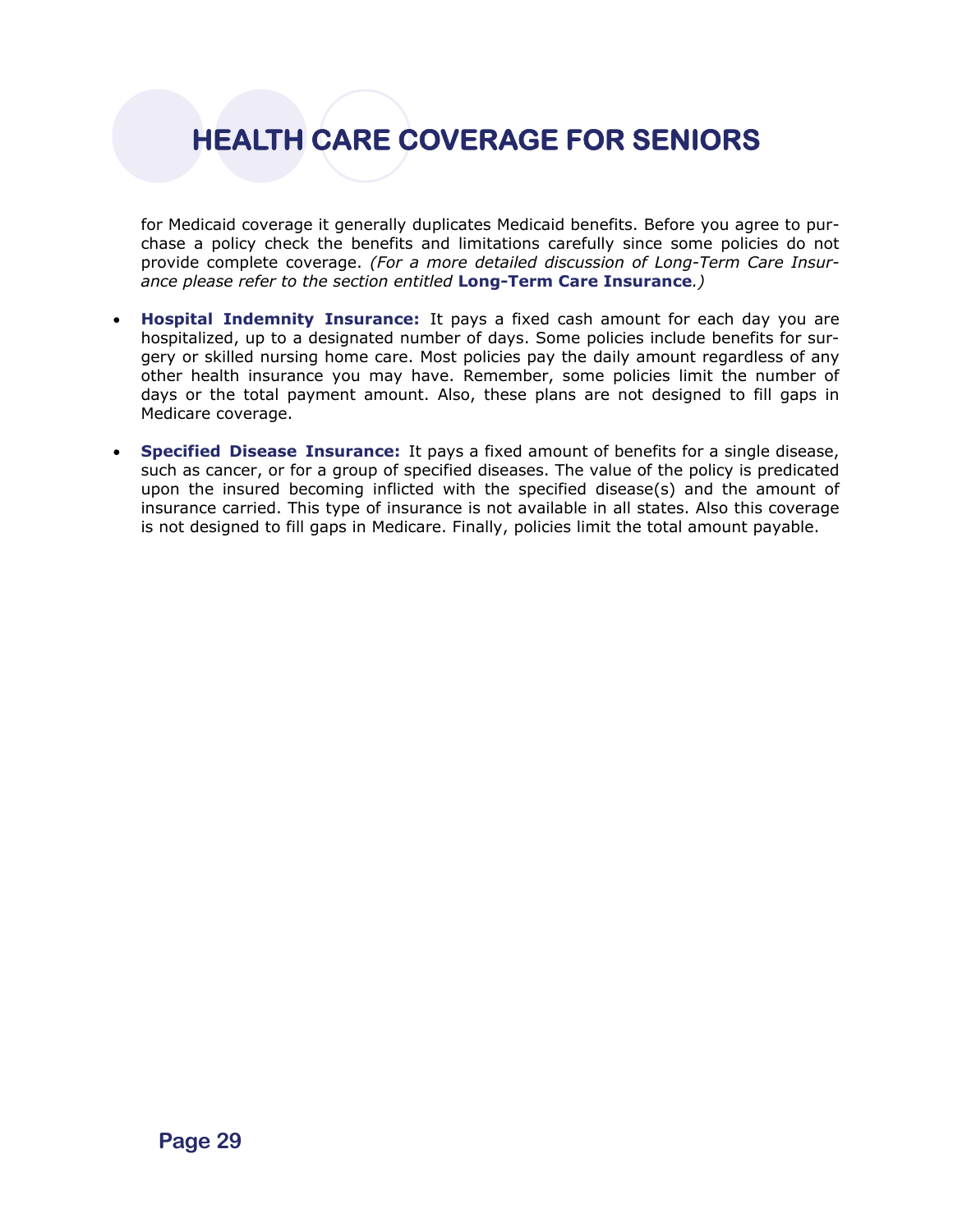for Medicaid coverage it generally duplicates Medicaid benefits. Before you agree to purchase a policy check the benefits and limitations carefully since some policies do not provide complete coverage. *(For a more detailed discussion of Long-Term Care Insurance please refer to the section entitled* **Long-Term Care Insurance***.)*

- **Hospital Indemnity Insurance:** It pays a fixed cash amount for each day you are hospitalized, up to a designated number of days. Some policies include benefits for surgery or skilled nursing home care. Most policies pay the daily amount regardless of any other health insurance you may have. Remember, some policies limit the number of days or the total payment amount. Also, these plans are not designed to fill gaps in Medicare coverage.

- **Specified Disease Insurance:** It pays a fixed amount of benefits for a single disease, such as cancer, or for a group of specified diseases. The value of the policy is predicated upon the insured becoming inflicted with the specified disease(s) and the amount of insurance carried. This type of insurance is not available in all states. Also this coverage is not designed to fill gaps in Medicare. Finally, policies limit the total amount payable.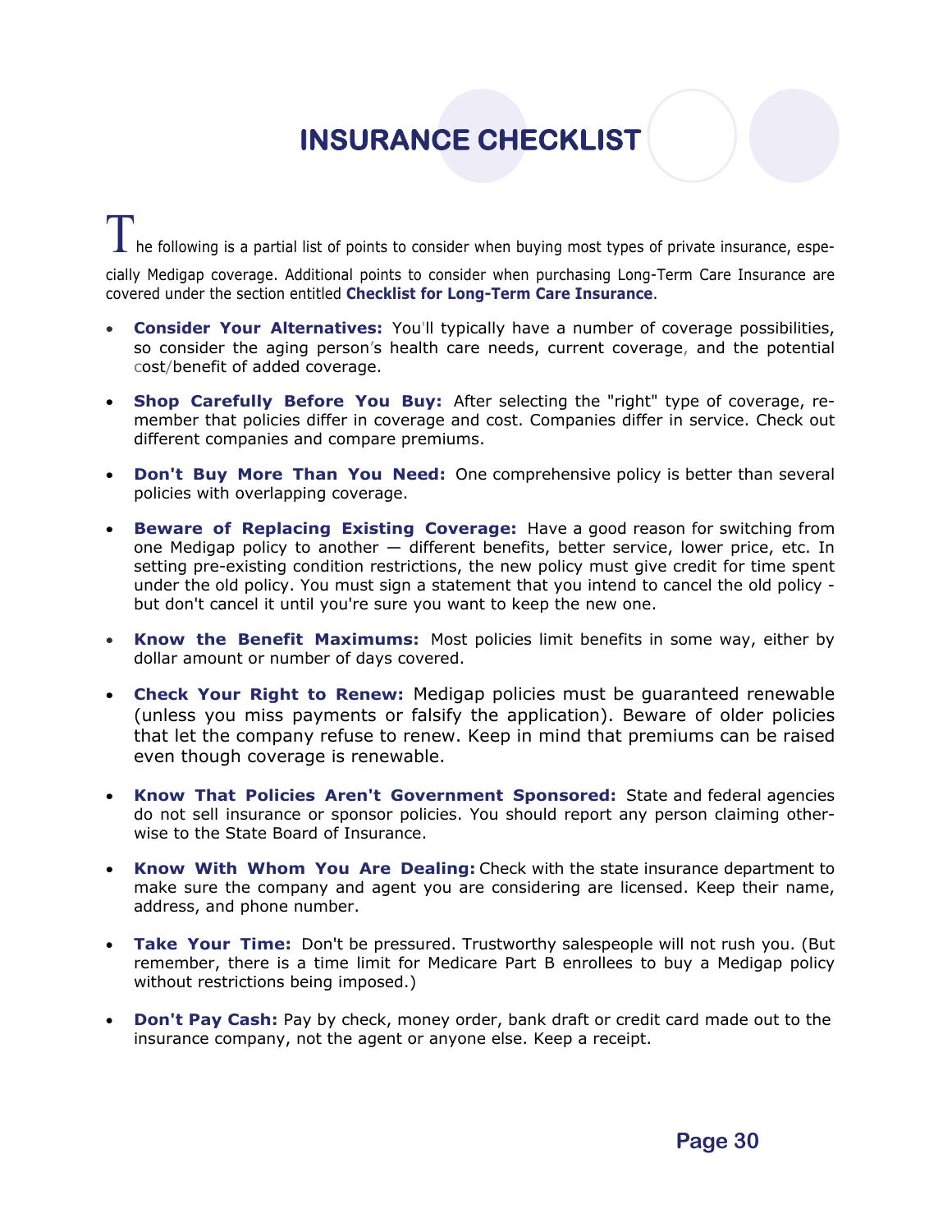# INSURANCE CHECKLIST

The following is a partial list of points to consider when buying most types of private insurance, especially Medigap coverage. Additional points to consider when purchasing Long-Term Care Insurance are covered under the section entitled **Checklist for Long-Term Care Insurance**.

- **Consider Your Alternatives:** You'll typically have a number of coverage possibilities, so consider the aging person's health care needs, current coverage, and the potential cost/benefit of added coverage.

- **Shop Carefully Before You Buy:** After selecting the "right" type of coverage, remember that policies differ in coverage and cost. Companies differ in service. Check out different companies and compare premiums.

- **Don't Buy More Than You Need:** One comprehensive policy is better than several policies with overlapping coverage.

- **Beware of Replacing Existing Coverage:** Have a good reason for switching from one Medigap policy to another — different benefits, better service, lower price, etc. In setting pre-existing condition restrictions, the new policy must give credit for time spent under the old policy. You must sign a statement that you intend to cancel the old policy - but don't cancel it until you're sure you want to keep the new one.

- **Know the Benefit Maximums:** Most policies limit benefits in some way, either by dollar amount or number of days covered.

- **Check Your Right to Renew:** Medigap policies must be guaranteed renewable (unless you miss payments or falsify the application). Beware of older policies that let the company refuse to renew. Keep in mind that premiums can be raised even though coverage is renewable.

- **Know That Policies Aren't Government Sponsored:** State and federal agencies do not sell insurance or sponsor policies. You should report any person claiming otherwise to the State Board of Insurance.

- **Know With Whom You Are Dealing:** Check with the state insurance department to make sure the company and agent you are considering are licensed. Keep their name, address, and phone number.

- **Take Your Time:** Don't be pressured. Trustworthy salespeople will not rush you. (But remember, there is a time limit for Medicare Part B enrollees to buy a Medigap policy without restrictions being imposed.)

- **Don't Pay Cash:** Pay by check, money order, bank draft or credit card made out to the insurance company, not the agent or anyone else. Keep a receipt.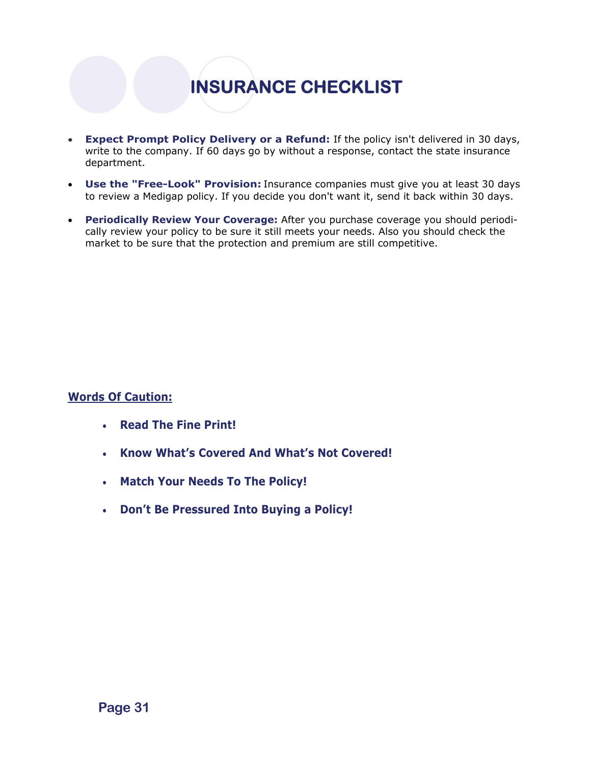# INSURANCE CHECKLIST

- **Expect Prompt Policy Delivery or a Refund:** If the policy isn't delivered in 30 days, write to the company. If 60 days go by without a response, contact the state insurance department.
- **Use the "Free-Look" Provision:** Insurance companies must give you at least 30 days to review a Medigap policy. If you decide you don't want it, send it back within 30 days.
- **Periodically Review Your Coverage:** After you purchase coverage you should periodically review your policy to be sure it still meets your needs. Also you should check the market to be sure that the protection and premium are still competitive.

## Words Of Caution:

- **Read The Fine Print!**
- **Know What's Covered And What's Not Covered!**
- **Match Your Needs To The Policy!**
- **Don't Be Pressured Into Buying a Policy!**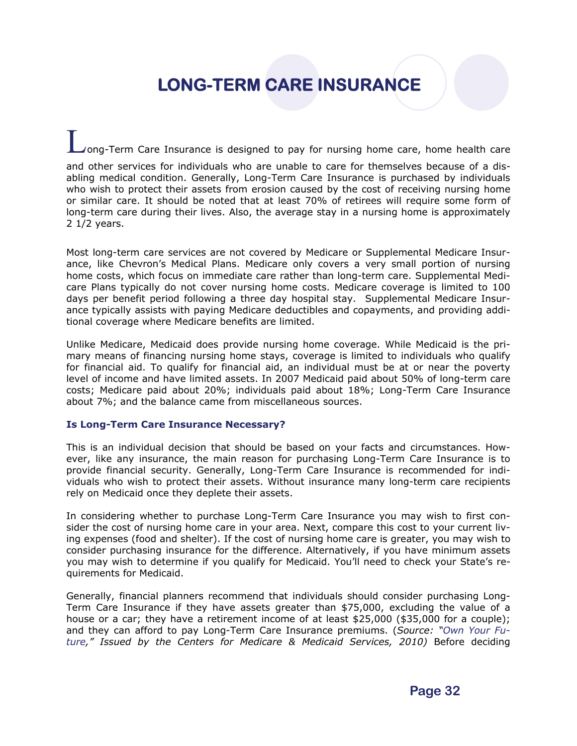# LONG-TERM CARE INSURANCE

Long-Term Care Insurance is designed to pay for nursing home care, home health care and other services for individuals who are unable to care for themselves because of a disabling medical condition. Generally, Long-Term Care Insurance is purchased by individuals who wish to protect their assets from erosion caused by the cost of receiving nursing home or similar care. It should be noted that at least 70% of retirees will require some form of long-term care during their lives. Also, the average stay in a nursing home is approximately 2 1/2 years.

Most long-term care services are not covered by Medicare or Supplemental Medicare Insurance, like Chevron's Medical Plans. Medicare only covers a very small portion of nursing home costs, which focus on immediate care rather than long-term care. Supplemental Medicare Plans typically do not cover nursing home costs. Medicare coverage is limited to 100 days per benefit period following a three day hospital stay. Supplemental Medicare Insurance typically assists with paying Medicare deductibles and copayments, and providing additional coverage where Medicare benefits are limited.

Unlike Medicare, Medicaid does provide nursing home coverage. While Medicaid is the primary means of financing nursing home stays, coverage is limited to individuals who qualify for financial aid. To qualify for financial aid, an individual must be at or near the poverty level of income and have limited assets. In 2007 Medicaid paid about 50% of long-term care costs; Medicare paid about 20%; individuals paid about 18%; Long-Term Care Insurance about 7%; and the balance came from miscellaneous sources.

### Is Long-Term Care Insurance Necessary?

This is an individual decision that should be based on your facts and circumstances. However, like any insurance, the main reason for purchasing Long-Term Care Insurance is to provide financial security. Generally, Long-Term Care Insurance is recommended for individuals who wish to protect their assets. Without insurance many long-term care recipients rely on Medicaid once they deplete their assets.

In considering whether to purchase Long-Term Care Insurance you may wish to first consider the cost of nursing home care in your area. Next, compare this cost to your current living expenses (food and shelter). If the cost of nursing home care is greater, you may wish to consider purchasing insurance for the difference. Alternatively, if you have minimum assets you may wish to determine if you qualify for Medicaid. You'll need to check your State's requirements for Medicaid.

Generally, financial planners recommend that individuals should consider purchasing Long-Term Care Insurance if they have assets greater than $75,000, excluding the value of a house or a car; they have a retirement income of at least $25,000 ($35,000 for a couple); and they can afford to pay Long-Term Care Insurance premiums. (*Source: "Own Your Future," Issued by the Centers for Medicare & Medicaid Services, 2010)* Before deciding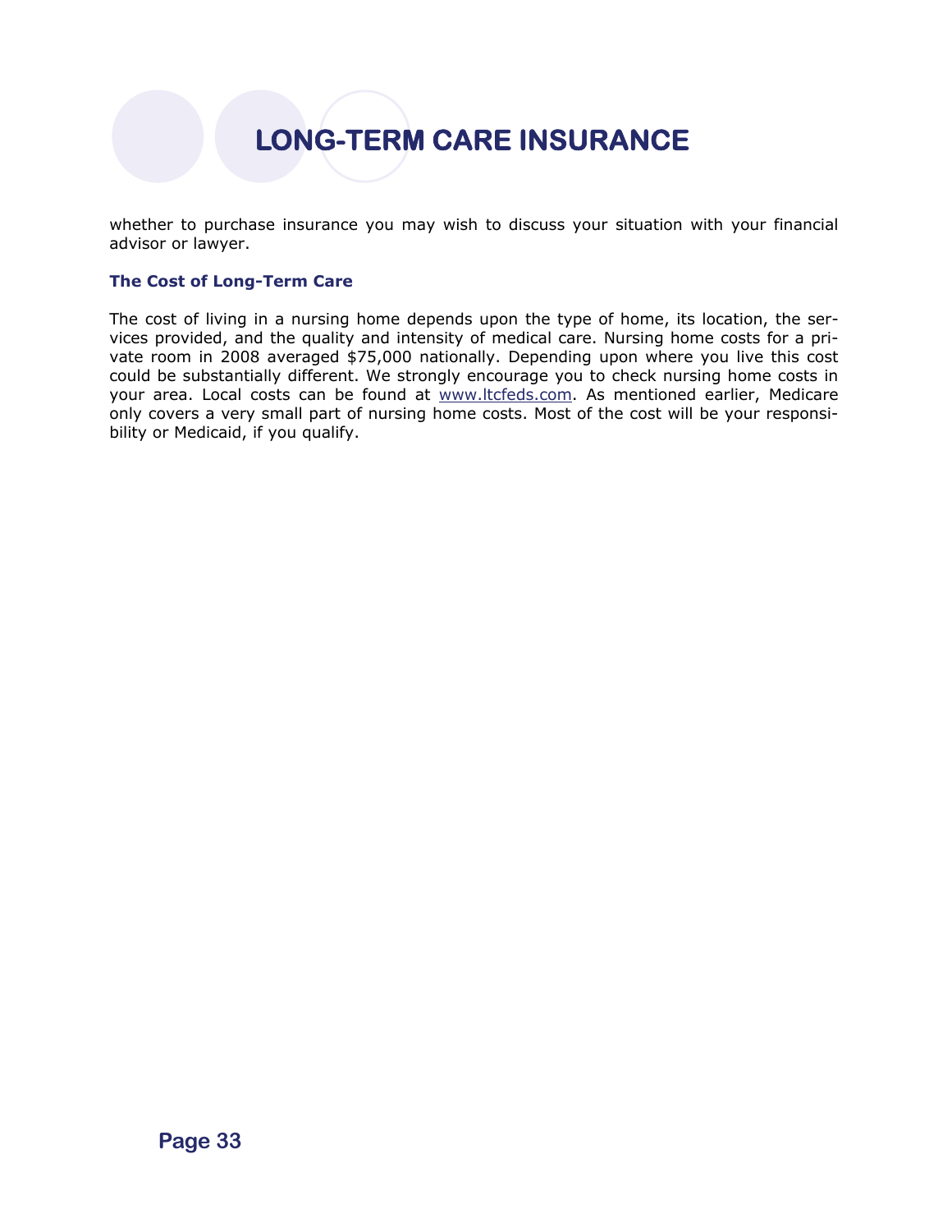whether to purchase insurance you may wish to discuss your situation with your financial advisor or lawyer.

### The Cost of Long-Term Care

The cost of living in a nursing home depends upon the type of home, its location, the services provided, and the quality and intensity of medical care. Nursing home costs for a private room in 2008 averaged $75,000 nationally. Depending upon where you live this cost could be substantially different. We strongly encourage you to check nursing home costs in your area. Local costs can be found at www.ltcfeds.com. As mentioned earlier, Medicare only covers a very small part of nursing home costs. Most of the cost will be your responsibility or Medicaid, if you qualify.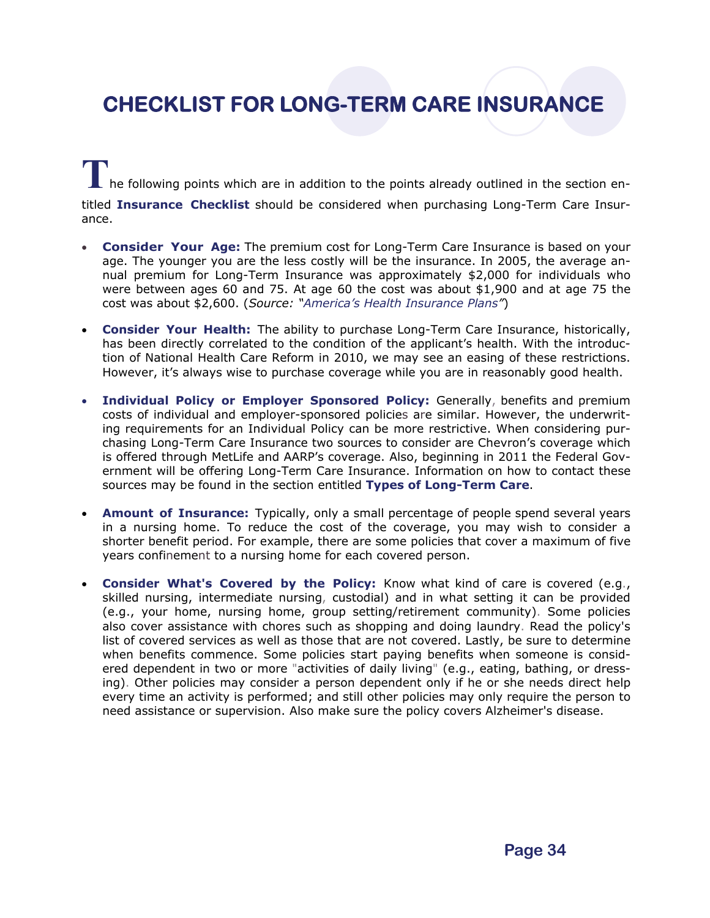# CHECKLIST FOR LONG-TERM CARE INSURANCE

The following points which are in addition to the points already outlined in the section entitled **Insurance Checklist** should be considered when purchasing Long-Term Care Insurance.

- **Consider Your Age:** The premium cost for Long-Term Care Insurance is based on your age. The younger you are the less costly will be the insurance. In 2005, the average annual premium for Long-Term Insurance was approximately $2,000 for individuals who were between ages 60 and 75. At age 60 the cost was about $1,900 and at age 75 the cost was about $2,600. (*Source: "America's Health Insurance Plans"*)

- **Consider Your Health:** The ability to purchase Long-Term Care Insurance, historically, has been directly correlated to the condition of the applicant's health. With the introduction of National Health Care Reform in 2010, we may see an easing of these restrictions. However, it's always wise to purchase coverage while you are in reasonably good health.

- **Individual Policy or Employer Sponsored Policy:** Generally, benefits and premium costs of individual and employer-sponsored policies are similar. However, the underwriting requirements for an Individual Policy can be more restrictive. When considering purchasing Long-Term Care Insurance two sources to consider are Chevron's coverage which is offered through MetLife and AARP's coverage. Also, beginning in 2011 the Federal Government will be offering Long-Term Care Insurance. Information on how to contact these sources may be found in the section entitled **Types of Long-Term Care**.

- **Amount of Insurance:** Typically, only a small percentage of people spend several years in a nursing home. To reduce the cost of the coverage, you may wish to consider a shorter benefit period. For example, there are some policies that cover a maximum of five years confinement to a nursing home for each covered person.

- **Consider What's Covered by the Policy:** Know what kind of care is covered (e.g., skilled nursing, intermediate nursing, custodial) and in what setting it can be provided (e.g., your home, nursing home, group setting/retirement community). Some policies also cover assistance with chores such as shopping and doing laundry. Read the policy's list of covered services as well as those that are not covered. Lastly, be sure to determine when benefits commence. Some policies start paying benefits when someone is considered dependent in two or more "activities of daily living" (e.g., eating, bathing, or dressing). Other policies may consider a person dependent only if he or she needs direct help every time an activity is performed; and still other policies may only require the person to need assistance or supervision. Also make sure the policy covers Alzheimer's disease.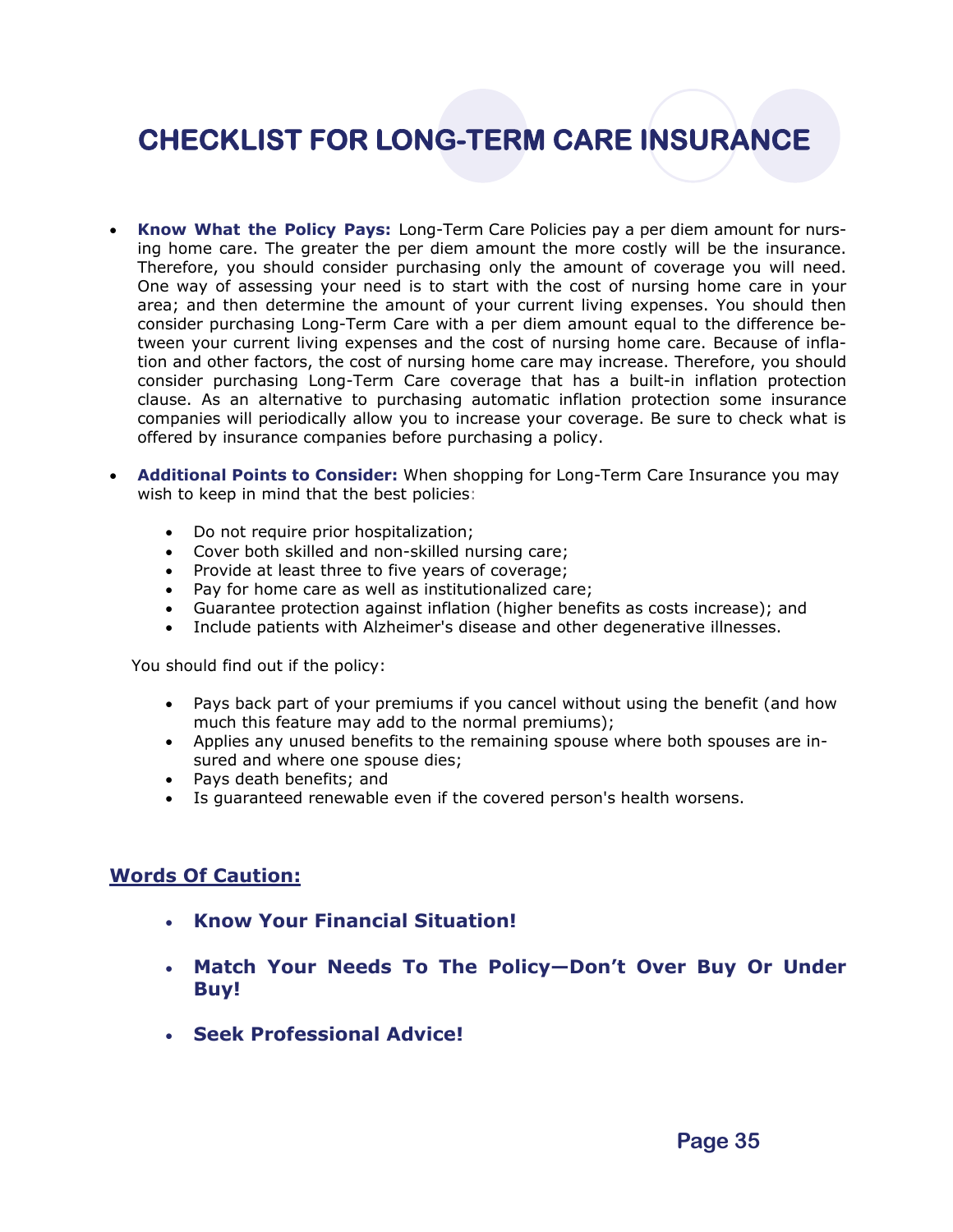# CHECKLIST FOR LONG-TERM CARE INSURANCE

- **Know What the Policy Pays:** Long-Term Care Policies pay a per diem amount for nursing home care. The greater the per diem amount the more costly will be the insurance. Therefore, you should consider purchasing only the amount of coverage you will need. One way of assessing your need is to start with the cost of nursing home care in your area; and then determine the amount of your current living expenses. You should then consider purchasing Long-Term Care with a per diem amount equal to the difference between your current living expenses and the cost of nursing home care. Because of inflation and other factors, the cost of nursing home care may increase. Therefore, you should consider purchasing Long-Term Care coverage that has a built-in inflation protection clause. As an alternative to purchasing automatic inflation protection some insurance companies will periodically allow you to increase your coverage. Be sure to check what is offered by insurance companies before purchasing a policy.

- **Additional Points to Consider:** When shopping for Long-Term Care Insurance you may wish to keep in mind that the best policies:

  - Do not require prior hospitalization;
  - Cover both skilled and non-skilled nursing care;
  - Provide at least three to five years of coverage;
  - Pay for home care as well as institutionalized care;
  - Guarantee protection against inflation (higher benefits as costs increase); and
  - Include patients with Alzheimer's disease and other degenerative illnesses.

  You should find out if the policy:

  - Pays back part of your premiums if you cancel without using the benefit (and how much this feature may add to the normal premiums);
  - Applies any unused benefits to the remaining spouse where both spouses are insured and where one spouse dies;
  - Pays death benefits; and
  - Is guaranteed renewable even if the covered person's health worsens.

## Words Of Caution:

- **Know Your Financial Situation!**
- **Match Your Needs To The Policy—Don't Over Buy Or Under Buy!**
- **Seek Professional Advice!**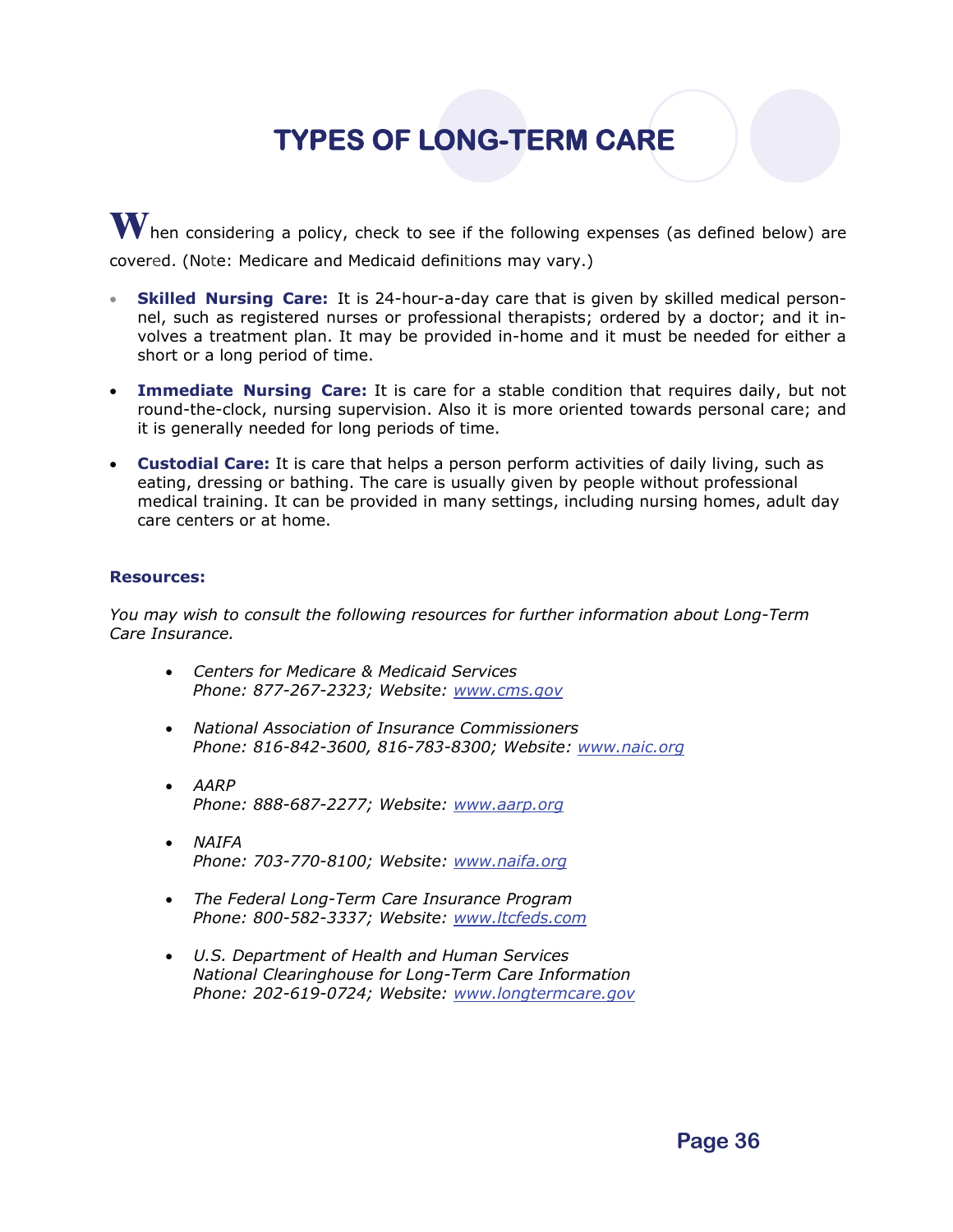# TYPES OF LONG-TERM CARE

When considering a policy, check to see if the following expenses (as defined below) are covered. (Note: Medicare and Medicaid definitions may vary.)

- **Skilled Nursing Care:** It is 24-hour-a-day care that is given by skilled medical personnel, such as registered nurses or professional therapists; ordered by a doctor; and it involves a treatment plan. It may be provided in-home and it must be needed for either a short or a long period of time.
- **Immediate Nursing Care:** It is care for a stable condition that requires daily, but not round-the-clock, nursing supervision. Also it is more oriented towards personal care; and it is generally needed for long periods of time.
- **Custodial Care:** It is care that helps a person perform activities of daily living, such as eating, dressing or bathing. The care is usually given by people without professional medical training. It can be provided in many settings, including nursing homes, adult day care centers or at home.

**Resources:**

*You may wish to consult the following resources for further information about Long-Term Care Insurance.*

- *Centers for Medicare & Medicaid Services*
  *Phone: 877-267-2323; Website: www.cms.gov*
- *National Association of Insurance Commissioners*
  *Phone: 816-842-3600, 816-783-8300; Website: www.naic.org*
- *AARP*
  *Phone: 888-687-2277; Website: www.aarp.org*
- *NAIFA*
  *Phone: 703-770-8100; Website: www.naifa.org*
- *The Federal Long-Term Care Insurance Program*
  *Phone: 800-582-3337; Website: www.ltcfeds.com*
- *U.S. Department of Health and Human Services*
  *National Clearinghouse for Long-Term Care Information*
  *Phone: 202-619-0724; Website: www.longtermcare.gov*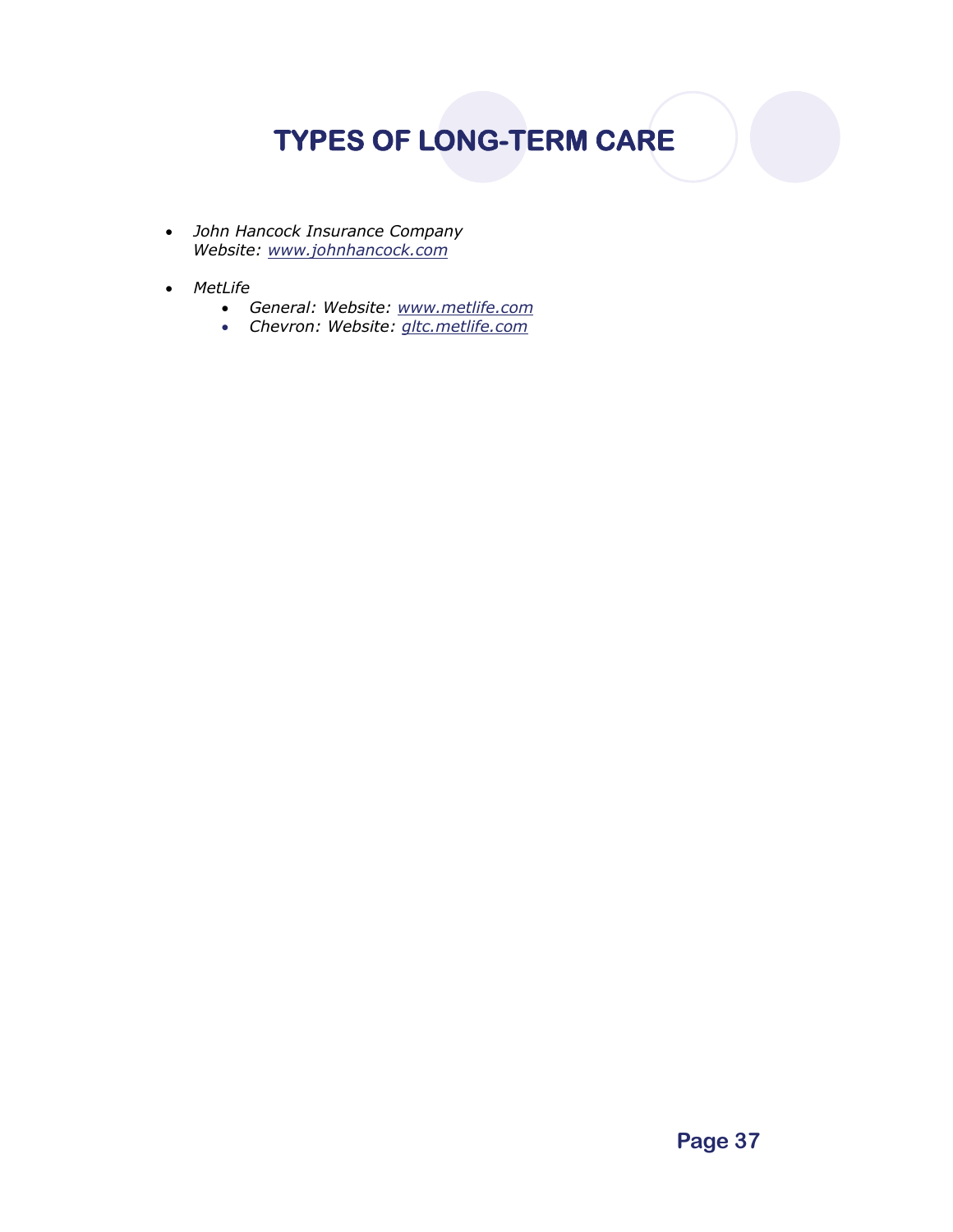# TYPES OF LONG-TERM CARE

- *John Hancock Insurance Company*
  *Website: www.johnhancock.com*

- *MetLife*
  - *General: Website: www.metlife.com*
  - *Chevron: Website: gltc.metlife.com*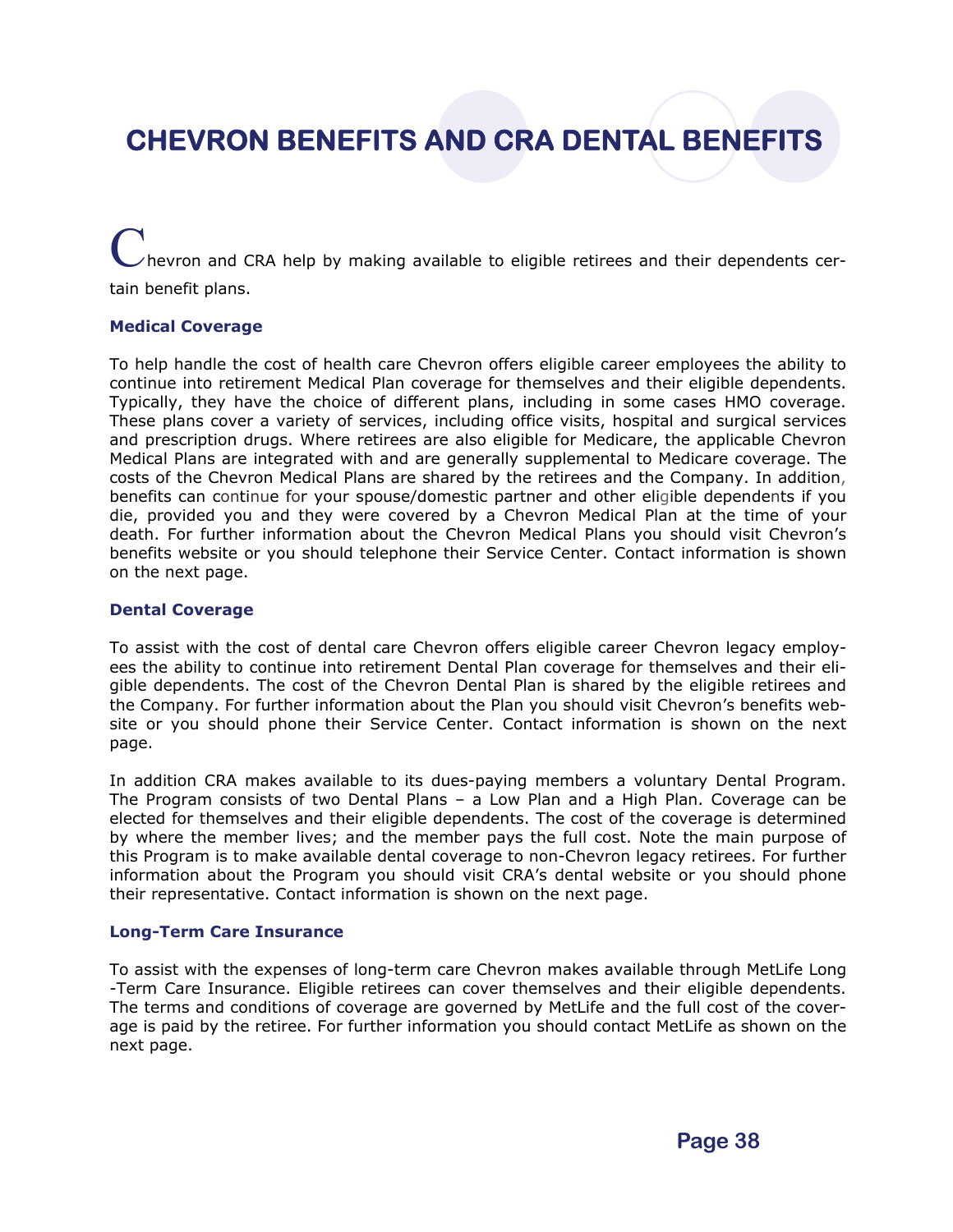# CHEVRON BENEFITS AND CRA DENTAL BENEFITS

Chevron and CRA help by making available to eligible retirees and their dependents certain benefit plans.

### Medical Coverage

To help handle the cost of health care Chevron offers eligible career employees the ability to continue into retirement Medical Plan coverage for themselves and their eligible dependents. Typically, they have the choice of different plans, including in some cases HMO coverage. These plans cover a variety of services, including office visits, hospital and surgical services and prescription drugs. Where retirees are also eligible for Medicare, the applicable Chevron Medical Plans are integrated with and are generally supplemental to Medicare coverage. The costs of the Chevron Medical Plans are shared by the retirees and the Company. In addition, benefits can continue for your spouse/domestic partner and other eligible dependents if you die, provided you and they were covered by a Chevron Medical Plan at the time of your death. For further information about the Chevron Medical Plans you should visit Chevron's benefits website or you should telephone their Service Center. Contact information is shown on the next page.

### Dental Coverage

To assist with the cost of dental care Chevron offers eligible career Chevron legacy employees the ability to continue into retirement Dental Plan coverage for themselves and their eligible dependents. The cost of the Chevron Dental Plan is shared by the eligible retirees and the Company. For further information about the Plan you should visit Chevron's benefits website or you should phone their Service Center. Contact information is shown on the next page.

In addition CRA makes available to its dues-paying members a voluntary Dental Program. The Program consists of two Dental Plans – a Low Plan and a High Plan. Coverage can be elected for themselves and their eligible dependents. The cost of the coverage is determined by where the member lives; and the member pays the full cost. Note the main purpose of this Program is to make available dental coverage to non-Chevron legacy retirees. For further information about the Program you should visit CRA's dental website or you should phone their representative. Contact information is shown on the next page.

### Long-Term Care Insurance

To assist with the expenses of long-term care Chevron makes available through MetLife Long-Term Care Insurance. Eligible retirees can cover themselves and their eligible dependents. The terms and conditions of coverage are governed by MetLife and the full cost of the coverage is paid by the retiree. For further information you should contact MetLife as shown on the next page.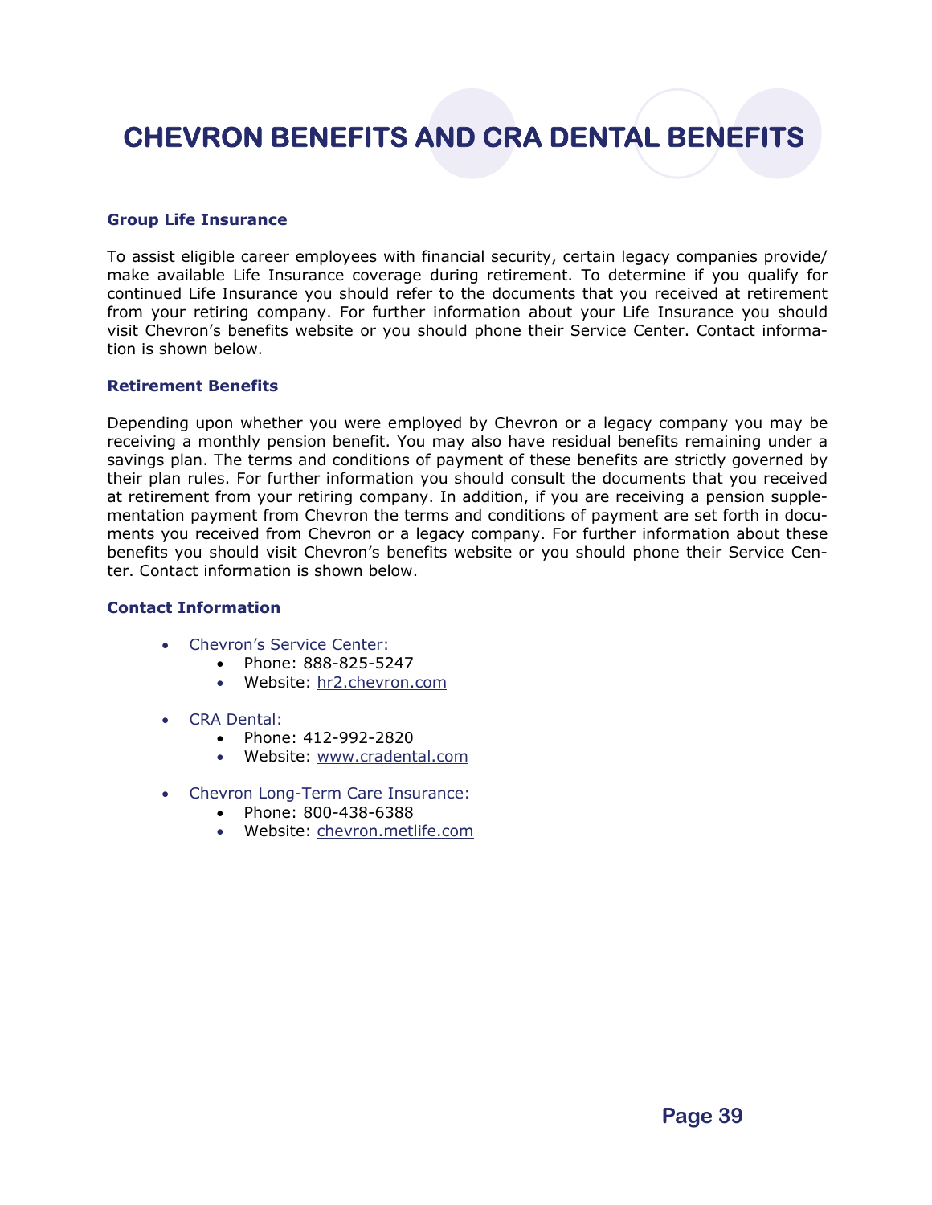# CHEVRON BENEFITS AND CRA DENTAL BENEFITS

### Group Life Insurance

To assist eligible career employees with financial security, certain legacy companies provide/ make available Life Insurance coverage during retirement. To determine if you qualify for continued Life Insurance you should refer to the documents that you received at retirement from your retiring company. For further information about your Life Insurance you should visit Chevron's benefits website or you should phone their Service Center. Contact information is shown below.

### Retirement Benefits

Depending upon whether you were employed by Chevron or a legacy company you may be receiving a monthly pension benefit. You may also have residual benefits remaining under a savings plan. The terms and conditions of payment of these benefits are strictly governed by their plan rules. For further information you should consult the documents that you received at retirement from your retiring company. In addition, if you are receiving a pension supplementation payment from Chevron the terms and conditions of payment are set forth in documents you received from Chevron or a legacy company. For further information about these benefits you should visit Chevron's benefits website or you should phone their Service Center. Contact information is shown below.

### Contact Information

- Chevron's Service Center:
  - Phone: 888-825-5247
  - Website: hr2.chevron.com
- CRA Dental:
  - Phone: 412-992-2820
  - Website: www.cradental.com
- Chevron Long-Term Care Insurance:
  - Phone: 800-438-6388
  - Website: chevron.metlife.com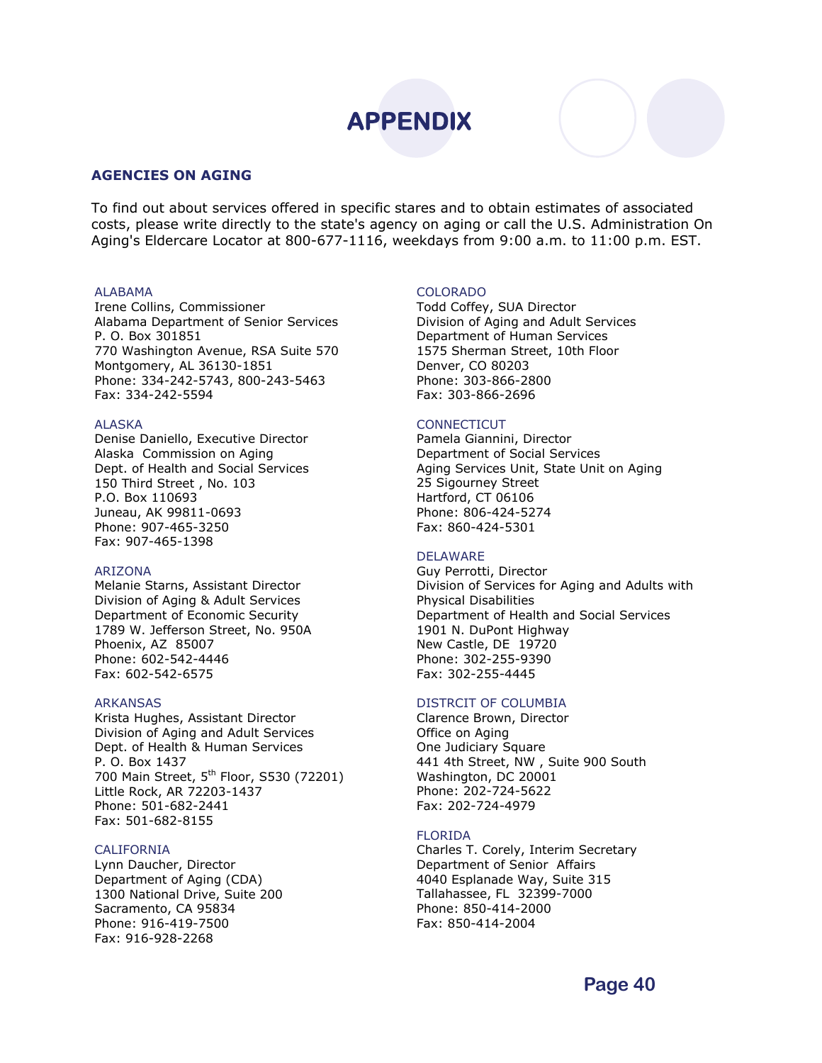# APPENDIX

## AGENCIES ON AGING

To find out about services offered in specific stares and to obtain estimates of associated costs, please write directly to the state's agency on aging or call the U.S. Administration On Aging's Eldercare Locator at 800-677-1116, weekdays from 9:00 a.m. to 11:00 p.m. EST.

ALABAMA
Irene Collins, Commissioner
Alabama Department of Senior Services
P. O. Box 301851
770 Washington Avenue, RSA Suite 570
Montgomery, AL 36130-1851
Phone: 334-242-5743, 800-243-5463
Fax: 334-242-5594

ALASKA
Denise Daniello, Executive Director
Alaska Commission on Aging
Dept. of Health and Social Services
150 Third Street , No. 103
P.O. Box 110693
Juneau, AK 99811-0693
Phone: 907-465-3250
Fax: 907-465-1398

ARIZONA
Melanie Starns, Assistant Director
Division of Aging & Adult Services
Department of Economic Security
1789 W. Jefferson Street, No. 950A
Phoenix, AZ 85007
Phone: 602-542-4446
Fax: 602-542-6575

ARKANSAS
Krista Hughes, Assistant Director
Division of Aging and Adult Services
Dept. of Health & Human Services
P. O. Box 1437
700 Main Street, 5th Floor, S530 (72201)
Little Rock, AR 72203-1437
Phone: 501-682-2441
Fax: 501-682-8155

CALIFORNIA
Lynn Daucher, Director
Department of Aging (CDA)
1300 National Drive, Suite 200
Sacramento, CA 95834
Phone: 916-419-7500
Fax: 916-928-2268

COLORADO
Todd Coffey, SUA Director
Division of Aging and Adult Services
Department of Human Services
1575 Sherman Street, 10th Floor
Denver, CO 80203
Phone: 303-866-2800
Fax: 303-866-2696

CONNECTICUT
Pamela Giannini, Director
Department of Social Services
Aging Services Unit, State Unit on Aging
25 Sigourney Street
Hartford, CT 06106
Phone: 806-424-5274
Fax: 860-424-5301

DELAWARE
Guy Perrotti, Director
Division of Services for Aging and Adults with Physical Disabilities
Department of Health and Social Services
1901 N. DuPont Highway
New Castle, DE 19720
Phone: 302-255-9390
Fax: 302-255-4445

DISTRCIT OF COLUMBIA
Clarence Brown, Director
Office on Aging
One Judiciary Square
441 4th Street, NW , Suite 900 South
Washington, DC 20001
Phone: 202-724-5622
Fax: 202-724-4979

FLORIDA
Charles T. Corely, Interim Secretary
Department of Senior Affairs
4040 Esplanade Way, Suite 315
Tallahassee, FL 32399-7000
Phone: 850-414-2000
Fax: 850-414-2004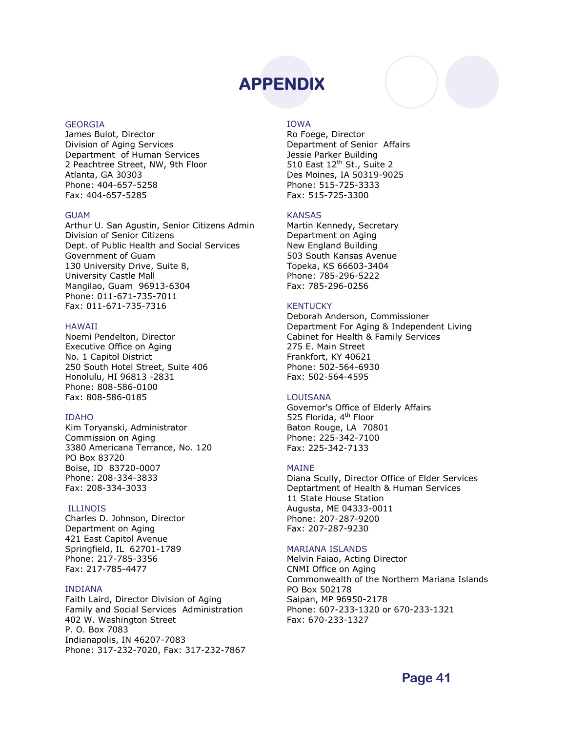# APPENDIX

GEORGIA
James Bulot, Director
Division of Aging Services
Department of Human Services
2 Peachtree Street, NW, 9th Floor
Atlanta, GA 30303
Phone: 404-657-5258
Fax: 404-657-5285

GUAM
Arthur U. San Agustin, Senior Citizens Admin
Division of Senior Citizens
Dept. of Public Health and Social Services
Government of Guam
130 University Drive, Suite 8,
University Castle Mall
Mangilao, Guam 96913-6304
Phone: 011-671-735-7011
Fax: 011-671-735-7316

HAWAII
Noemi Pendelton, Director
Executive Office on Aging
No. 1 Capitol District
250 South Hotel Street, Suite 406
Honolulu, HI 96813 -2831
Phone: 808-586-0100
Fax: 808-586-0185

IDAHO
Kim Toryanski, Administrator
Commission on Aging
3380 Americana Terrance, No. 120
PO Box 83720
Boise, ID 83720-0007
Phone: 208-334-3833
Fax: 208-334-3033

ILLINOIS
Charles D. Johnson, Director
Department on Aging
421 East Capitol Avenue
Springfield, IL 62701-1789
Phone: 217-785-3356
Fax: 217-785-4477

INDIANA
Faith Laird, Director Division of Aging
Family and Social Services Administration
402 W. Washington Street
P. O. Box 7083
Indianapolis, IN 46207-7083
Phone: 317-232-7020, Fax: 317-232-7867

IOWA
Ro Foege, Director
Department of Senior Affairs
Jessie Parker Building
510 East 12th St., Suite 2
Des Moines, IA 50319-9025
Phone: 515-725-3333
Fax: 515-725-3300

KANSAS
Martin Kennedy, Secretary
Department on Aging
New England Building
503 South Kansas Avenue
Topeka, KS 66603-3404
Phone: 785-296-5222
Fax: 785-296-0256

KENTUCKY
Deborah Anderson, Commissioner
Department For Aging & Independent Living
Cabinet for Health & Family Services
275 E. Main Street
Frankfort, KY 40621
Phone: 502-564-6930
Fax: 502-564-4595

LOUISANA
Governor's Office of Elderly Affairs
525 Florida, 4th Floor
Baton Rouge, LA 70801
Phone: 225-342-7100
Fax: 225-342-7133

MAINE
Diana Scully, Director Office of Elder Services
Deptartment of Health & Human Services
11 State House Station
Augusta, ME 04333-0011
Phone: 207-287-9200
Fax: 207-287-9230

MARIANA ISLANDS
Melvin Faiao, Acting Director
CNMI Office on Aging
Commonwealth of the Northern Mariana Islands
PO Box 502178
Saipan, MP 96950-2178
Phone: 607-233-1320 or 670-233-1321
Fax: 670-233-1327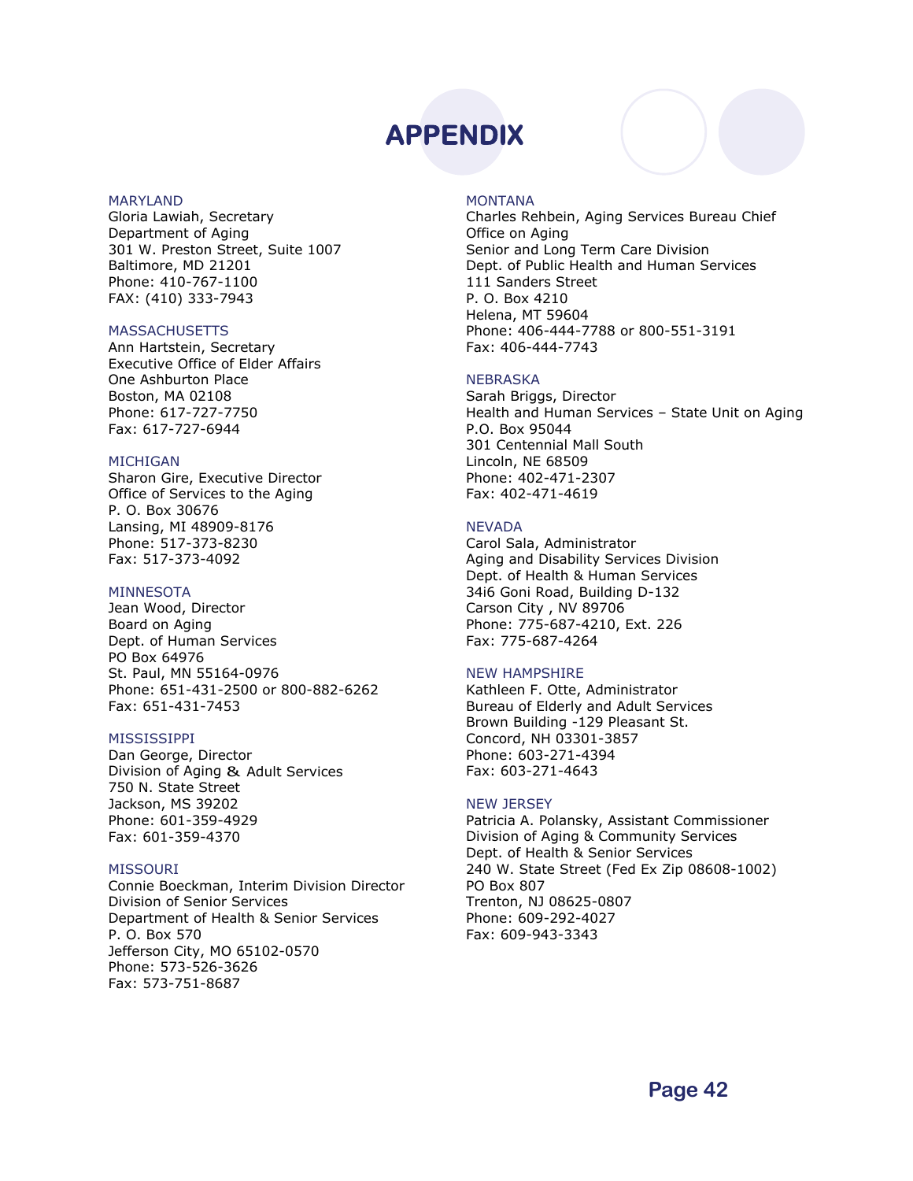# APPENDIX

MARYLAND
Gloria Lawiah, Secretary
Department of Aging
301 W. Preston Street, Suite 1007
Baltimore, MD 21201
Phone: 410-767-1100
FAX: (410) 333-7943

MASSACHUSETTS
Ann Hartstein, Secretary
Executive Office of Elder Affairs
One Ashburton Place
Boston, MA 02108
Phone: 617-727-7750
Fax: 617-727-6944

MICHIGAN
Sharon Gire, Executive Director
Office of Services to the Aging
P. O. Box 30676
Lansing, MI 48909-8176
Phone: 517-373-8230
Fax: 517-373-4092

MINNESOTA
Jean Wood, Director
Board on Aging
Dept. of Human Services
PO Box 64976
St. Paul, MN 55164-0976
Phone: 651-431-2500 or 800-882-6262
Fax: 651-431-7453

MISSISSIPPI
Dan George, Director
Division of Aging & Adult Services
750 N. State Street
Jackson, MS 39202
Phone: 601-359-4929
Fax: 601-359-4370

MISSOURI
Connie Boeckman, Interim Division Director
Division of Senior Services
Department of Health & Senior Services
P. O. Box 570
Jefferson City, MO 65102-0570
Phone: 573-526-3626
Fax: 573-751-8687

MONTANA
Charles Rehbein, Aging Services Bureau Chief
Office on Aging
Senior and Long Term Care Division
Dept. of Public Health and Human Services
111 Sanders Street
P. O. Box 4210
Helena, MT 59604
Phone: 406-444-7788 or 800-551-3191
Fax: 406-444-7743

NEBRASKA
Sarah Briggs, Director
Health and Human Services – State Unit on Aging
P.O. Box 95044
301 Centennial Mall South
Lincoln, NE 68509
Phone: 402-471-2307
Fax: 402-471-4619

NEVADA
Carol Sala, Administrator
Aging and Disability Services Division
Dept. of Health & Human Services
34i6 Goni Road, Building D-132
Carson City , NV 89706
Phone: 775-687-4210, Ext. 226
Fax: 775-687-4264

NEW HAMPSHIRE
Kathleen F. Otte, Administrator
Bureau of Elderly and Adult Services
Brown Building -129 Pleasant St.
Concord, NH 03301-3857
Phone: 603-271-4394
Fax: 603-271-4643

NEW JERSEY
Patricia A. Polansky, Assistant Commissioner
Division of Aging & Community Services
Dept. of Health & Senior Services
240 W. State Street (Fed Ex Zip 08608-1002)
PO Box 807
Trenton, NJ 08625-0807
Phone: 609-292-4027
Fax: 609-943-3343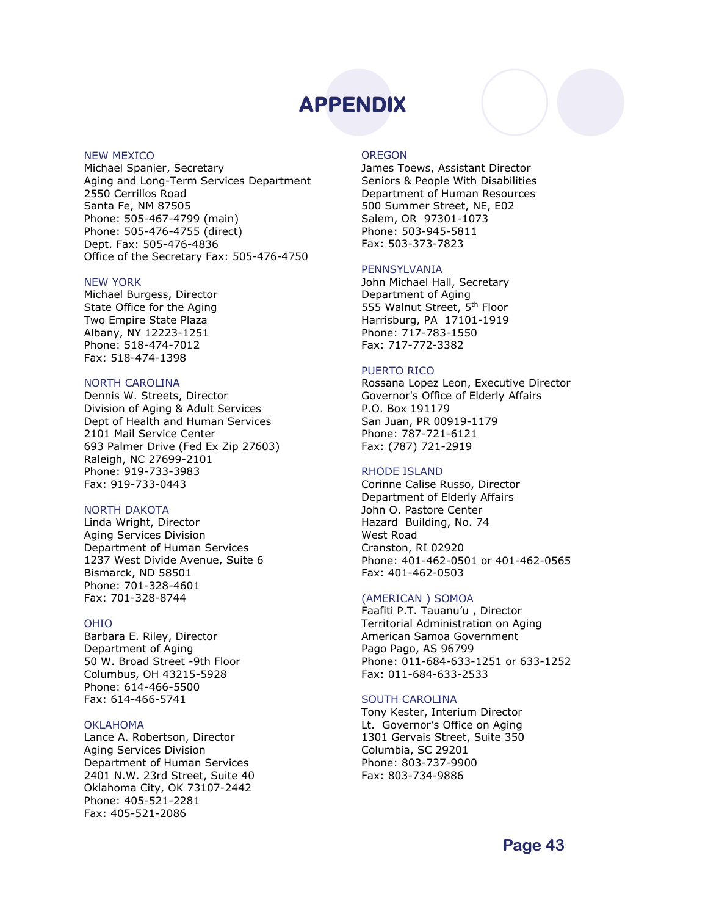# APPENDIX

NEW MEXICO
Michael Spanier, Secretary
Aging and Long-Term Services Department
2550 Cerrillos Road
Santa Fe, NM 87505
Phone: 505-467-4799 (main)
Phone: 505-476-4755 (direct)
Dept. Fax: 505-476-4836
Office of the Secretary Fax: 505-476-4750

NEW YORK
Michael Burgess, Director
State Office for the Aging
Two Empire State Plaza
Albany, NY 12223-1251
Phone: 518-474-7012
Fax: 518-474-1398

NORTH CAROLINA
Dennis W. Streets, Director
Division of Aging & Adult Services
Dept of Health and Human Services
2101 Mail Service Center
693 Palmer Drive (Fed Ex Zip 27603)
Raleigh, NC 27699-2101
Phone: 919-733-3983
Fax: 919-733-0443

NORTH DAKOTA
Linda Wright, Director
Aging Services Division
Department of Human Services
1237 West Divide Avenue, Suite 6
Bismarck, ND 58501
Phone: 701-328-4601
Fax: 701-328-8744

OHIO
Barbara E. Riley, Director
Department of Aging
50 W. Broad Street -9th Floor
Columbus, OH 43215-5928
Phone: 614-466-5500
Fax: 614-466-5741

OKLAHOMA
Lance A. Robertson, Director
Aging Services Division
Department of Human Services
2401 N.W. 23rd Street, Suite 40
Oklahoma City, OK 73107-2442
Phone: 405-521-2281
Fax: 405-521-2086

OREGON
James Toews, Assistant Director
Seniors & People With Disabilities
Department of Human Resources
500 Summer Street, NE, E02
Salem, OR 97301-1073
Phone: 503-945-5811
Fax: 503-373-7823

PENNSYLVANIA
John Michael Hall, Secretary
Department of Aging
555 Walnut Street, 5th Floor
Harrisburg, PA 17101-1919
Phone: 717-783-1550
Fax: 717-772-3382

PUERTO RICO
Rossana Lopez Leon, Executive Director
Governor's Office of Elderly Affairs
P.O. Box 191179
San Juan, PR 00919-1179
Phone: 787-721-6121
Fax: (787) 721-2919

RHODE ISLAND
Corinne Calise Russo, Director
Department of Elderly Affairs
John O. Pastore Center
Hazard Building, No. 74
West Road
Cranston, RI 02920
Phone: 401-462-0501 or 401-462-0565
Fax: 401-462-0503

(AMERICAN ) SOMOA
Faafiti P.T. Tauanu'u , Director
Territorial Administration on Aging
American Samoa Government
Pago Pago, AS 96799
Phone: 011-684-633-1251 or 633-1252
Fax: 011-684-633-2533

SOUTH CAROLINA
Tony Kester, Interium Director
Lt. Governor's Office on Aging
1301 Gervais Street, Suite 350
Columbia, SC 29201
Phone: 803-737-9900
Fax: 803-734-9886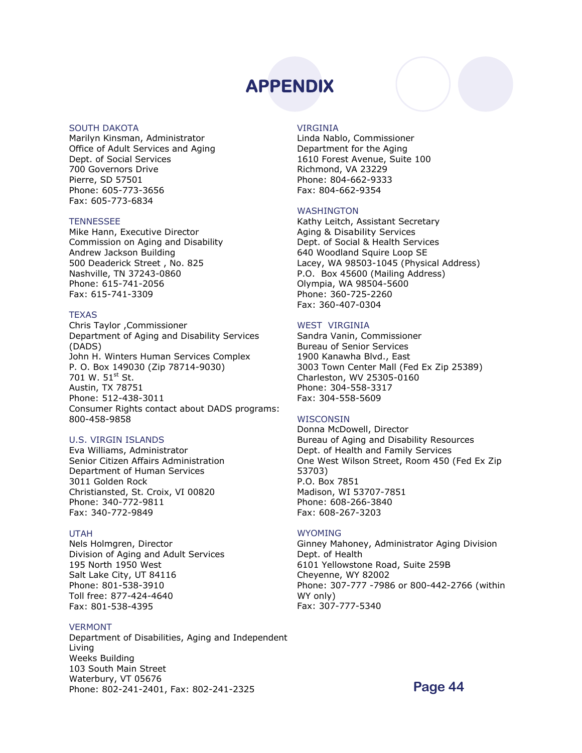# APPENDIX

### SOUTH DAKOTA

Marilyn Kinsman, Administrator
Office of Adult Services and Aging
Dept. of Social Services
700 Governors Drive
Pierre, SD 57501
Phone: 605-773-3656
Fax: 605-773-6834

### TENNESSEE

Mike Hann, Executive Director
Commission on Aging and Disability
Andrew Jackson Building
500 Deaderick Street , No. 825
Nashville, TN 37243-0860
Phone: 615-741-2056
Fax: 615-741-3309

### TEXAS

Chris Taylor ,Commissioner
Department of Aging and Disability Services (DADS)
John H. Winters Human Services Complex
P. O. Box 149030 (Zip 78714-9030)
701 W. 51st St.
Austin, TX 78751
Phone: 512-438-3011
Consumer Rights contact about DADS programs: 800-458-9858

### U.S. VIRGIN ISLANDS

Eva Williams, Administrator
Senior Citizen Affairs Administration
Department of Human Services
3011 Golden Rock
Christiansted, St. Croix, VI 00820
Phone: 340-772-9811
Fax: 340-772-9849

### UTAH

Nels Holmgren, Director
Division of Aging and Adult Services
195 North 1950 West
Salt Lake City, UT 84116
Phone: 801-538-3910
Toll free: 877-424-4640
Fax: 801-538-4395

### VERMONT

Department of Disabilities, Aging and Independent Living
Weeks Building
103 South Main Street
Waterbury, VT 05676
Phone: 802-241-2401, Fax: 802-241-2325

### VIRGINIA

Linda Nablo, Commissioner
Department for the Aging
1610 Forest Avenue, Suite 100
Richmond, VA 23229
Phone: 804-662-9333
Fax: 804-662-9354

### WASHINGTON

Kathy Leitch, Assistant Secretary
Aging & Disability Services
Dept. of Social & Health Services
640 Woodland Squire Loop SE
Lacey, WA 98503-1045 (Physical Address)
P.O. Box 45600 (Mailing Address)
Olympia, WA 98504-5600
Phone: 360-725-2260
Fax: 360-407-0304

### WEST VIRGINIA

Sandra Vanin, Commissioner
Bureau of Senior Services
1900 Kanawha Blvd., East
3003 Town Center Mall (Fed Ex Zip 25389)
Charleston, WV 25305-0160
Phone: 304-558-3317
Fax: 304-558-5609

### WISCONSIN

Donna McDowell, Director
Bureau of Aging and Disability Resources
Dept. of Health and Family Services
One West Wilson Street, Room 450 (Fed Ex Zip 53703)
P.O. Box 7851
Madison, WI 53707-7851
Phone: 608-266-3840
Fax: 608-267-3203

### WYOMING

Ginney Mahoney, Administrator Aging Division
Dept. of Health
6101 Yellowstone Road, Suite 259B
Cheyenne, WY 82002
Phone: 307-777 -7986 or 800-442-2766 (within WY only)
Fax: 307-777-5340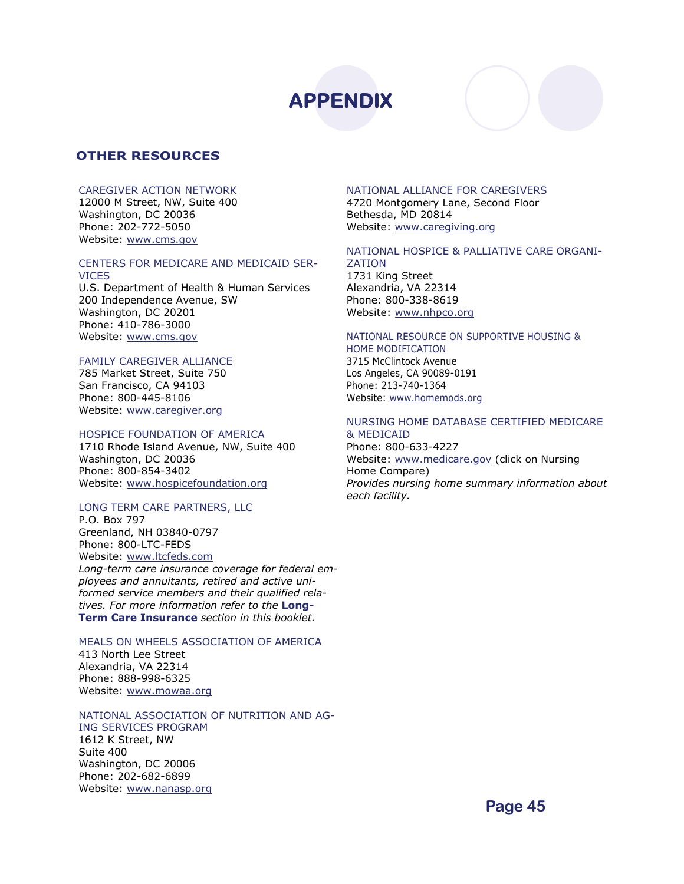# APPENDIX

## OTHER RESOURCES

CAREGIVER ACTION NETWORK
12000 M Street, NW, Suite 400
Washington, DC 20036
Phone: 202-772-5050
Website: www.cms.gov

CENTERS FOR MEDICARE AND MEDICAID SERVICES
U.S. Department of Health & Human Services
200 Independence Avenue, SW
Washington, DC 20201
Phone: 410-786-3000
Website: www.cms.gov

FAMILY CAREGIVER ALLIANCE
785 Market Street, Suite 750
San Francisco, CA 94103
Phone: 800-445-8106
Website: www.caregiver.org

HOSPICE FOUNDATION OF AMERICA
1710 Rhode Island Avenue, NW, Suite 400
Washington, DC 20036
Phone: 800-854-3402
Website: www.hospicefoundation.org

LONG TERM CARE PARTNERS, LLC
P.O. Box 797
Greenland, NH 03840-0797
Phone: 800-LTC-FEDS
Website: www.ltcfeds.com
*Long-term care insurance coverage for federal employees and annuitants, retired and active uniformed service members and their qualified relatives. For more information refer to the* **Long-Term Care Insurance** *section in this booklet.*

MEALS ON WHEELS ASSOCIATION OF AMERICA
413 North Lee Street
Alexandria, VA 22314
Phone: 888-998-6325
Website: www.mowaa.org

NATIONAL ASSOCIATION OF NUTRITION AND AGING SERVICES PROGRAM
1612 K Street, NW
Suite 400
Washington, DC 20006
Phone: 202-682-6899
Website: www.nanasp.org

NATIONAL ALLIANCE FOR CAREGIVERS
4720 Montgomery Lane, Second Floor
Bethesda, MD 20814
Website: www.caregiving.org

NATIONAL HOSPICE & PALLIATIVE CARE ORGANIZATION
1731 King Street
Alexandria, VA 22314
Phone: 800-338-8619
Website: www.nhpco.org

NATIONAL RESOURCE ON SUPPORTIVE HOUSING & HOME MODIFICATION
3715 McClintock Avenue
Los Angeles, CA 90089-0191
Phone: 213-740-1364
Website: www.homemods.org

NURSING HOME DATABASE CERTIFIED MEDICARE & MEDICAID
Phone: 800-633-4227
Website: www.medicare.gov (click on Nursing Home Compare)
*Provides nursing home summary information about each facility.*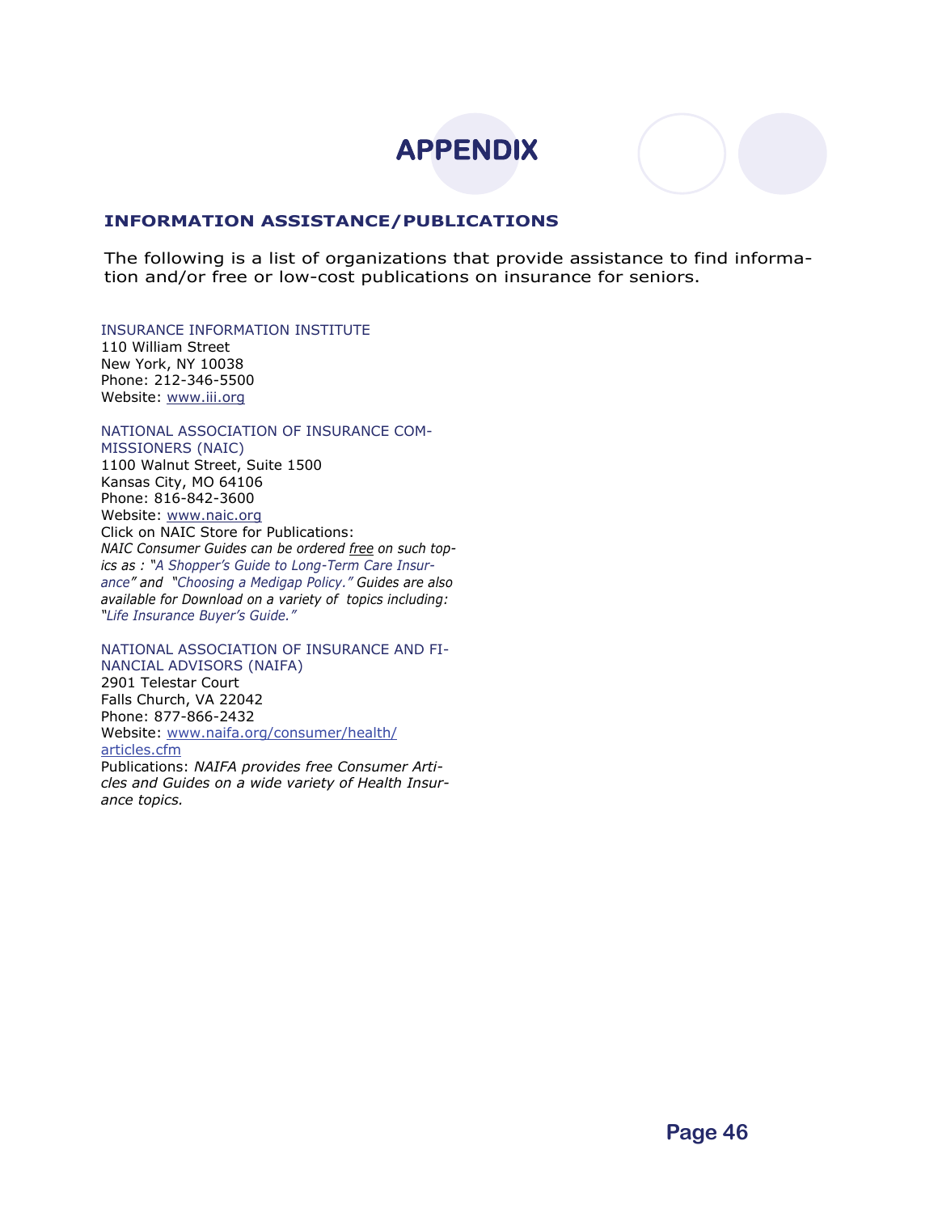# APPENDIX

## INFORMATION ASSISTANCE/PUBLICATIONS

The following is a list of organizations that provide assistance to find information and/or free or low-cost publications on insurance for seniors.

INSURANCE INFORMATION INSTITUTE
110 William Street
New York, NY 10038
Phone: 212-346-5500
Website: www.iii.org

NATIONAL ASSOCIATION OF INSURANCE COMMISSIONERS (NAIC)
1100 Walnut Street, Suite 1500
Kansas City, MO 64106
Phone: 816-842-3600
Website: www.naic.org
Click on NAIC Store for Publications:
*NAIC Consumer Guides can be ordered free on such topics as : "A Shopper's Guide to Long-Term Care Insurance" and "Choosing a Medigap Policy." Guides are also available for Download on a variety of topics including: "Life Insurance Buyer's Guide."*

NATIONAL ASSOCIATION OF INSURANCE AND FINANCIAL ADVISORS (NAIFA)
2901 Telestar Court
Falls Church, VA 22042
Phone: 877-866-2432
Website: www.naifa.org/consumer/health/articles.cfm
Publications: *NAIFA provides free Consumer Articles and Guides on a wide variety of Health Insurance topics.*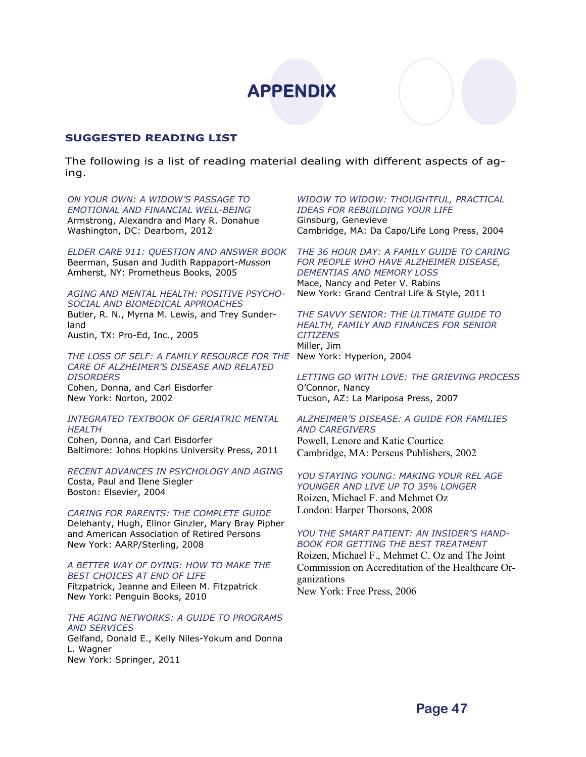# APPENDIX

## SUGGESTED READING LIST

The following is a list of reading material dealing with different aspects of aging.

*ON YOUR OWN: A WIDOW'S PASSAGE TO EMOTIONAL AND FINANCIAL WELL-BEING*
Armstrong, Alexandra and Mary R. Donahue
Washington, DC: Dearborn, 2012

*ELDER CARE 911: QUESTION AND ANSWER BOOK*
Beerman, Susan and Judith Rappaport-*Musson*
Amherst, NY: Prometheus Books, 2005

*AGING AND MENTAL HEALTH: POSITIVE PSYCHO-SOCIAL AND BIOMEDICAL APPROACHES*
Butler, R. N., Myrna M. Lewis, and Trey Sunderland
Austin, TX: Pro-Ed, Inc., 2005

*THE LOSS OF SELF: A FAMILY RESOURCE FOR THE CARE OF ALZHEIMER'S DISEASE AND RELATED DISORDERS*
Cohen, Donna, and Carl Eisdorfer
New York: Norton, 2002

*INTEGRATED TEXTBOOK OF GERIATRIC MENTAL HEALTH*
Cohen, Donna, and Carl Eisdorfer
Baltimore: Johns Hopkins University Press, 2011

*RECENT ADVANCES IN PSYCHOLOGY AND AGING*
Costa, Paul and Ilene Siegler
Boston: Elsevier, 2004

*CARING FOR PARENTS: THE COMPLETE GUIDE*
Delehanty, Hugh, Elinor Ginzler, Mary Bray Pipher and American Association of Retired Persons
New York: AARP/Sterling, 2008

*A BETTER WAY OF DYING: HOW TO MAKE THE BEST CHOICES AT END OF LIFE*
Fitzpatrick, Jeanne and Eileen M. Fitzpatrick
New York: Penguin Books, 2010

*THE AGING NETWORKS: A GUIDE TO PROGRAMS AND SERVICES*
Gelfand, Donald E., Kelly Niles-Yokum and Donna L. Wagner
New York: Springer, 2011

*WIDOW TO WIDOW: THOUGHTFUL, PRACTICAL IDEAS FOR REBUILDING YOUR LIFE*
Ginsburg, Genevieve
Cambridge, MA: Da Capo/Life Long Press, 2004

*THE 36 HOUR DAY: A FAMILY GUIDE TO CARING FOR PEOPLE WHO HAVE ALZHEIMER DISEASE, DEMENTIAS AND MEMORY LOSS*
Mace, Nancy and Peter V. Rabins
New York: Grand Central Life & Style, 2011

*THE SAVVY SENIOR: THE ULTIMATE GUIDE TO HEALTH, FAMILY AND FINANCES FOR SENIOR CITIZENS*
Miller, Jim
New York: Hyperion, 2004

*LETTING GO WITH LOVE: THE GRIEVING PROCESS*
O'Connor, Nancy
Tucson, AZ: La Mariposa Press, 2007

*ALZHEIMER'S DISEASE: A GUIDE FOR FAMILIES AND CAREGIVERS*
Powell, Lenore and Katie Courtice
Cambridge, MA: Perseus Publishers, 2002

*YOU STAYING YOUNG: MAKING YOUR REL AGE YOUNGER AND LIVE UP TO 35% LONGER*
Roizen, Michael F. and Mehmet Oz
London: Harper Thorsons, 2008

*YOU THE SMART PATIENT: AN INSIDER'S HAND-BOOK FOR GETTING THE BEST TREATMENT*
Roizen, Michael F., Mehmet C. Oz and The Joint Commission on Accreditation of the Healthcare Organizations
New York: Free Press, 2006